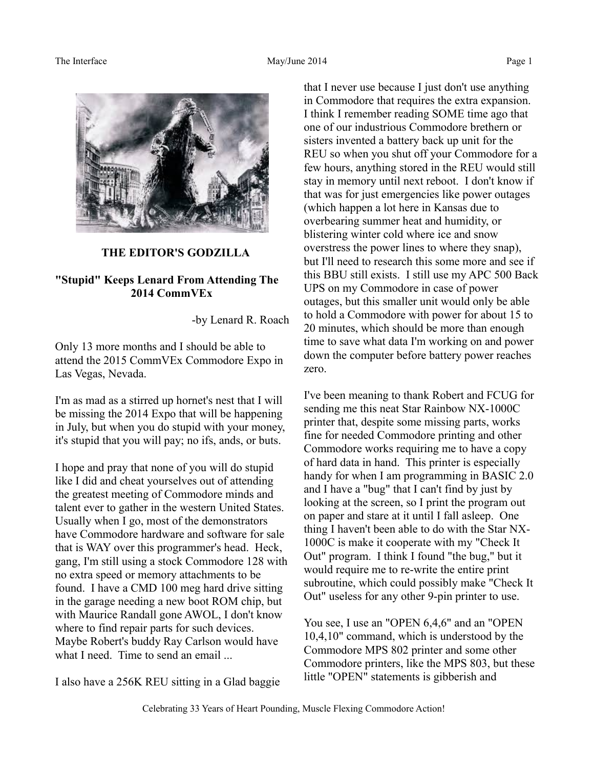## THE EDITOR'S GODZILLA

### "Stupid" Keeps Lenard From Attending The 2014 CommVEx

-by Lenard R. Roach

Only 13 more months and I should be able to attend the 2015 CommVEx Commodore Expo in Las Vegas, Nevada.

I'm as mad as a stirred up hornet's nest that I will be missing the 2014 Expo that will be happening in July, but when you do stupid with your money, it's stupid that you will pay; no ifs, ands, or buts.

I hope and pray that none of you will do stupid like I did and cheat yourselves out of attending the greatest meeting of Commodore minds and talent ever to gather in the western United States. Usually when I go, most of the demonstrators have Commodore hardware and software for sale that is WAY over this programmer's head. Heck, gang, I'm still using a stock Commodore 128 with no extra speed or memory attachments to be found. I have a CMD 100 meg hard drive sitting in the garage needing a new boot ROM chip, but with Maurice Randall gone AWOL, I don't know where to find repair parts for such devices. Maybe Robert's buddy Ray Carlson would have what I need. Time to send an email ...

I also have a 256K REU sitting in a Glad baggie that I never use because I just don't use anything in Commodore that requires the extra expansion. I think I remember reading SOME time ago that one of our industrious Commodore brethern or sisters invented a battery back up unit for the REU so when you shut off your Commodore for a few hours, anything stored in the REU would still stay in memory until next reboot. I don't know if that was for just emergencies like power outages (which happen a lot here in Kansas due to overbearing summer heat and humidity, or blistering winter cold where ice and snow overstress the power lines to where they snap), but I'll need to research this some more and see if this BBU still exists. I still use my APC 500 Back UPS on my Commodore in case of power outages, but this smaller unit would only be able to hold a Commodore with power for about 15 to 20 minutes, which should be more than enough time to save what data I'm working on and power down the computer before battery power reaches zero.

I've been meaning to thank Robert and FCUG for sending me this neat Star Rainbow NX-1000C printer that, despite some missing parts, works fine for needed Commodore printing and other Commodore works requiring me to have a copy of hard data in hand. This printer is especially handy for when I am programming in BASIC 2.0 and I have a "bug" that I can't find by just by looking at the screen, so I print the program out on paper and stare at it until I fall asleep. One thing I haven't been able to do with the Star NX-1000C is make it cooperate with my "Check It Out" program. I think I found "the bug," but it would require me to re-write the entire print subroutine, which could possibly make "Check It Out" useless for any other 9-pin printer to use.

You see, I use an "OPEN 6,4,6" and an "OPEN 10,4,10" command, which is understood by the Commodore MPS 802 printer and some other Commodore printers, like the MPS 803, but these little "OPEN" statements is gibberish and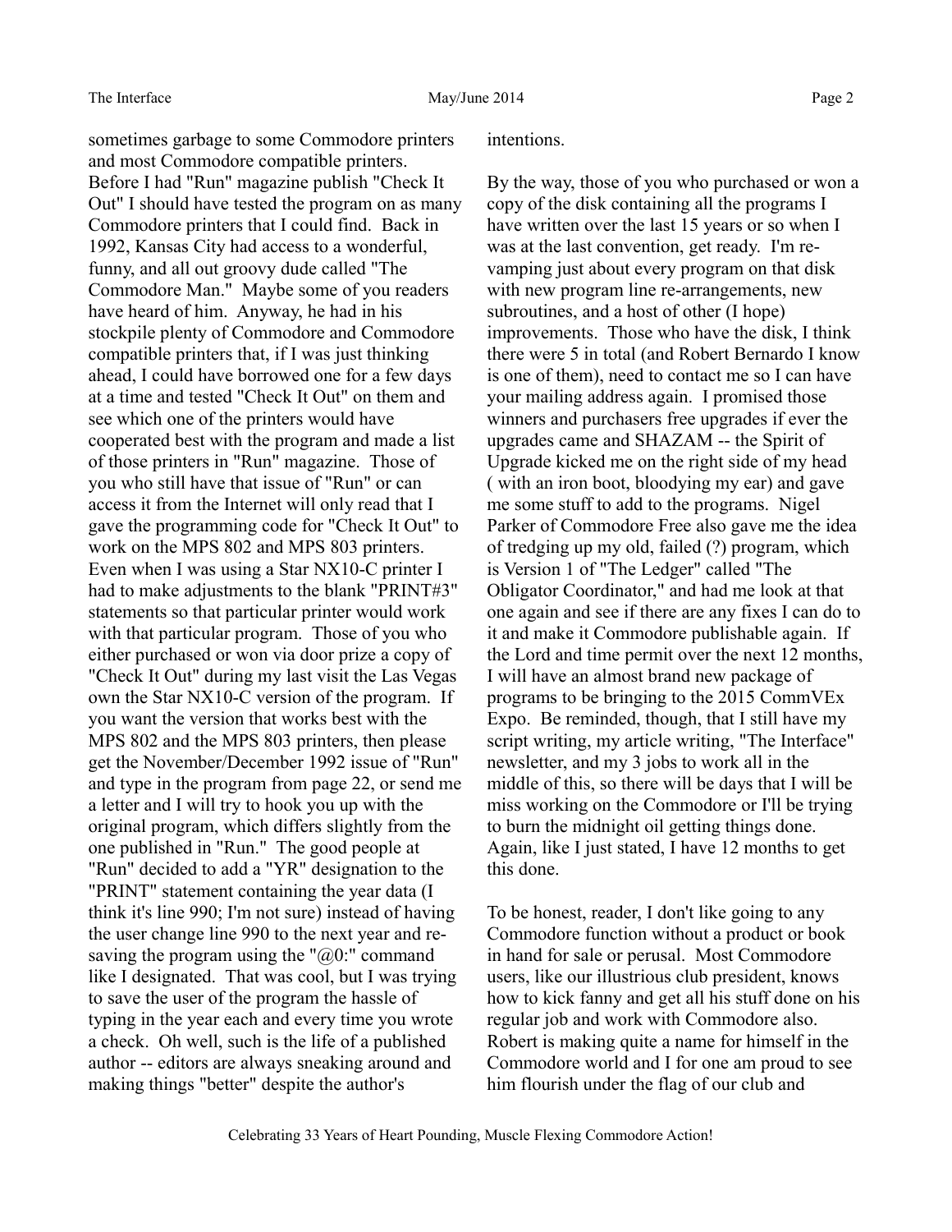sometimes garbage to some Commodore printers and most Commodore compatible printers. Before I had "Run" magazine publish "Check It Out" I should have tested the program on as many Commodore printers that I could find. Back in 1992, Kansas City had access to a wonderful, funny, and all out groovy dude called "The Commodore Man." Maybe some of you readers have heard of him. Anyway, he had in his stockpile plenty of Commodore and Commodore compatible printers that, if I was just thinking ahead, I could have borrowed one for a few days at a time and tested "Check It Out" on them and see which one of the printers would have cooperated best with the program and made a list of those printers in "Run" magazine. Those of you who still have that issue of "Run" or can access it from the Internet will only read that I gave the programming code for "Check It Out" to work on the MPS 802 and MPS 803 printers. Even when I was using a Star NX10-C printer I had to make adjustments to the blank "PRINT#3" statements so that particular printer would work with that particular program. Those of you who either purchased or won via door prize a copy of "Check It Out" during my last visit the Las Vegas own the Star NX10-C version of the program. If you want the version that works best with the MPS 802 and the MPS 803 printers, then please get the November/December 1992 issue of "Run" and type in the program from page 22, or send me a letter and I will try to hook you up with the original program, which differs slightly from the one published in "Run." The good people at "Run" decided to add a "YR" designation to the "PRINT" statement containing the year data (I think it's line 990; I'm not sure) instead of having the user change line 990 to the next year and re-saving the program using the "@0:" command like I designated. That was cool, but I was trying to save the user of the program the hassle of typing in the year each and every time you wrote a check. Oh well, such is the life of a published author -- editors are always sneaking around and making things "better" despite the author's intentions.

By the way, those of you who purchased or won a copy of the disk containing all the programs I have written over the last 15 years or so when I was at the last convention, get ready. I'm re-vamping just about every program on that disk with new program line re-arrangements, new subroutines, and a host of other (I hope) improvements. Those who have the disk, I think there were 5 in total (and Robert Bernardo I know is one of them), need to contact me so I can have your mailing address again. I promised those winners and purchasers free upgrades if ever the upgrades came and SHAZAM -- the Spirit of Upgrade kicked me on the right side of my head ( with an iron boot, bloodying my ear) and gave me some stuff to add to the programs. Nigel Parker of Commodore Free also gave me the idea of tredging up my old, failed (?) program, which is Version 1 of "The Ledger" called "The Obligator Coordinator," and had me look at that one again and see if there are any fixes I can do to it and make it Commodore publishable again. If the Lord and time permit over the next 12 months, I will have an almost brand new package of programs to be bringing to the 2015 CommVEx Expo. Be reminded, though, that I still have my script writing, my article writing, "The Interface" newsletter, and my 3 jobs to work all in the middle of this, so there will be days that I will be miss working on the Commodore or I'll be trying to burn the midnight oil getting things done. Again, like I just stated, I have 12 months to get this done.

To be honest, reader, I don't like going to any Commodore function without a product or book in hand for sale or perusal. Most Commodore users, like our illustrious club president, knows how to kick fanny and get all his stuff done on his regular job and work with Commodore also. Robert is making quite a name for himself in the Commodore world and I for one am proud to see him flourish under the flag of our club and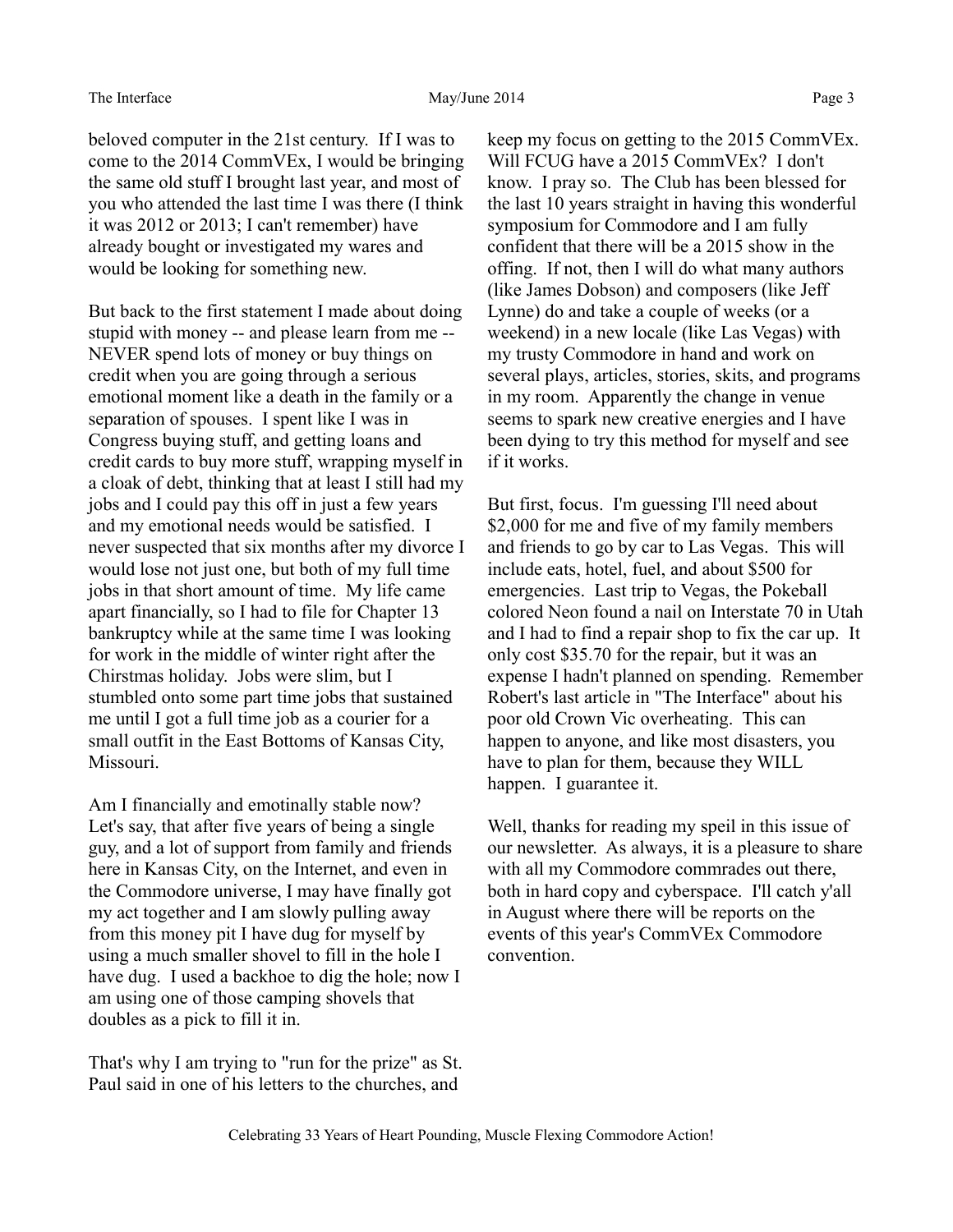beloved computer in the 21st century. If I was to come to the 2014 CommVEx, I would be bringing the same old stuff I brought last year, and most of you who attended the last time I was there (I think it was 2012 or 2013; I can't remember) have already bought or investigated my wares and would be looking for something new.

But back to the first statement I made about doing stupid with money -- and please learn from me -- NEVER spend lots of money or buy things on credit when you are going through a serious emotional moment like a death in the family or a separation of spouses. I spent like I was in Congress buying stuff, and getting loans and credit cards to buy more stuff, wrapping myself in a cloak of debt, thinking that at least I still had my jobs and I could pay this off in just a few years and my emotional needs would be satisfied. I never suspected that six months after my divorce I would lose not just one, but both of my full time jobs in that short amount of time. My life came apart financially, so I had to file for Chapter 13 bankruptcy while at the same time I was looking for work in the middle of winter right after the Chirstmas holiday. Jobs were slim, but I stumbled onto some part time jobs that sustained me until I got a full time job as a courier for a small outfit in the East Bottoms of Kansas City, Missouri.

Am I financially and emotinally stable now? Let's say, that after five years of being a single guy, and a lot of support from family and friends here in Kansas City, on the Internet, and even in the Commodore universe, I may have finally got my act together and I am slowly pulling away from this money pit I have dug for myself by using a much smaller shovel to fill in the hole I have dug. I used a backhoe to dig the hole; now I am using one of those camping shovels that doubles as a pick to fill it in.

That's why I am trying to "run for the prize" as St. Paul said in one of his letters to the churches, and keep my focus on getting to the 2015 CommVEx. Will FCUG have a 2015 CommVEx? I don't know. I pray so. The Club has been blessed for the last 10 years straight in having this wonderful symposium for Commodore and I am fully confident that there will be a 2015 show in the offing. If not, then I will do what many authors (like James Dobson) and composers (like Jeff Lynne) do and take a couple of weeks (or a weekend) in a new locale (like Las Vegas) with my trusty Commodore in hand and work on several plays, articles, stories, skits, and programs in my room. Apparently the change in venue seems to spark new creative energies and I have been dying to try this method for myself and see if it works.

But first, focus. I'm guessing I'll need about $2,000 for me and five of my family members and friends to go by car to Las Vegas. This will include eats, hotel, fuel, and about $500 for emergencies. Last trip to Vegas, the Pokeball colored Neon found a nail on Interstate 70 in Utah and I had to find a repair shop to fix the car up. It only cost $35.70 for the repair, but it was an expense I hadn't planned on spending. Remember Robert's last article in "The Interface" about his poor old Crown Vic overheating. This can happen to anyone, and like most disasters, you have to plan for them, because they WILL happen. I guarantee it.

Well, thanks for reading my speil in this issue of our newsletter. As always, it is a pleasure to share with all my Commodore commrades out there, both in hard copy and cyberspace. I'll catch y'all in August where there will be reports on the events of this year's CommVEx Commodore convention.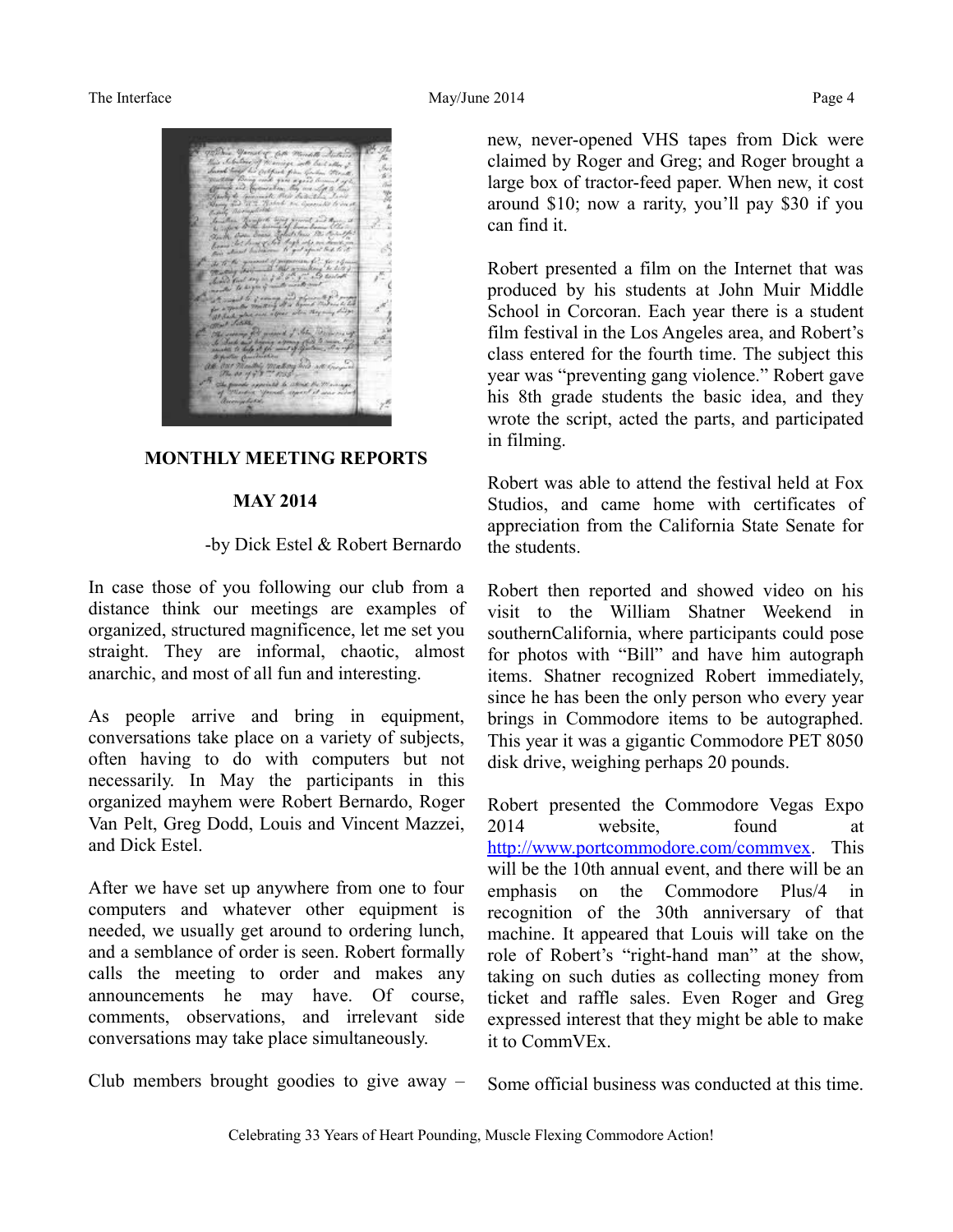## MONTHLY MEETING REPORTS

### MAY 2014

-by Dick Estel & Robert Bernardo

In case those of you following our club from a distance think our meetings are examples of organized, structured magnificence, let me set you straight. They are informal, chaotic, almost anarchic, and most of all fun and interesting.

As people arrive and bring in equipment, conversations take place on a variety of subjects, often having to do with computers but not necessarily. In May the participants in this organized mayhem were Robert Bernardo, Roger Van Pelt, Greg Dodd, Louis and Vincent Mazzei, and Dick Estel.

After we have set up anywhere from one to four computers and whatever other equipment is needed, we usually get around to ordering lunch, and a semblance of order is seen. Robert formally calls the meeting to order and makes any announcements he may have. Of course, comments, observations, and irrelevant side conversations may take place simultaneously.

Club members brought goodies to give away – new, never-opened VHS tapes from Dick were claimed by Roger and Greg; and Roger brought a large box of tractor-feed paper. When new, it cost around $10; now a rarity, you'll pay $30 if you can find it.

Robert presented a film on the Internet that was produced by his students at John Muir Middle School in Corcoran. Each year there is a student film festival in the Los Angeles area, and Robert's class entered for the fourth time. The subject this year was "preventing gang violence." Robert gave his 8th grade students the basic idea, and they wrote the script, acted the parts, and participated in filming.

Robert was able to attend the festival held at Fox Studios, and came home with certificates of appreciation from the California State Senate for the students.

Robert then reported and showed video on his visit to the William Shatner Weekend in southernCalifornia, where participants could pose for photos with "Bill" and have him autograph items. Shatner recognized Robert immediately, since he has been the only person who every year brings in Commodore items to be autographed. This year it was a gigantic Commodore PET 8050 disk drive, weighing perhaps 20 pounds.

Robert presented the Commodore Vegas Expo 2014 website, found at http://www.portcommodore.com/commvex. This will be the 10th annual event, and there will be an emphasis on the Commodore Plus/4 in recognition of the 30th anniversary of that machine. It appeared that Louis will take on the role of Robert's "right-hand man" at the show, taking on such duties as collecting money from ticket and raffle sales. Even Roger and Greg expressed interest that they might be able to make it to CommVEx.

Some official business was conducted at this time.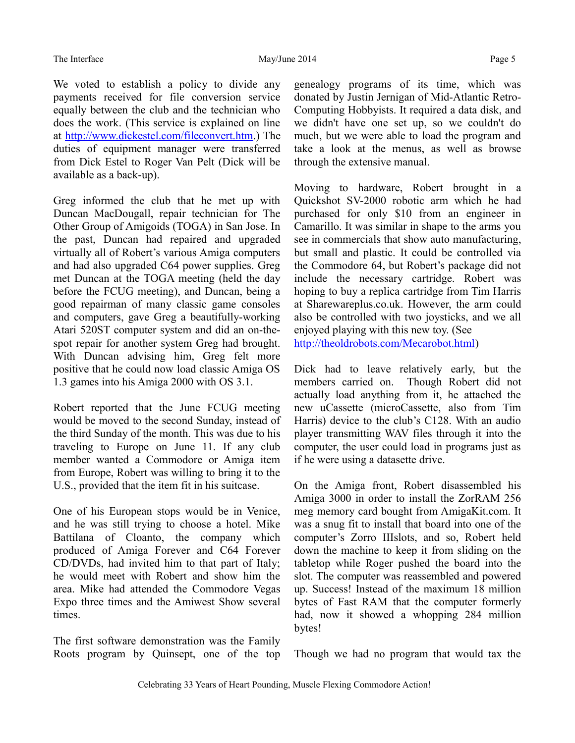We voted to establish a policy to divide any payments received for file conversion service equally between the club and the technician who does the work. (This service is explained on line at [http://www.dickestel.com/fileconvert.htm](http://www.dickestel.com/fileconvert.htm).) The duties of equipment manager were transferred from Dick Estel to Roger Van Pelt (Dick will be available as a back-up).

Greg informed the club that he met up with Duncan MacDougall, repair technician for The Other Group of Amigoids (TOGA) in San Jose. In the past, Duncan had repaired and upgraded virtually all of Robert's various Amiga computers and had also upgraded C64 power supplies. Greg met Duncan at the TOGA meeting (held the day before the FCUG meeting), and Duncan, being a good repairman of many classic game consoles and computers, gave Greg a beautifully-working Atari 520ST computer system and did an on-the-spot repair for another system Greg had brought. With Duncan advising him, Greg felt more positive that he could now load classic Amiga OS 1.3 games into his Amiga 2000 with OS 3.1.

Robert reported that the June FCUG meeting would be moved to the second Sunday, instead of the third Sunday of the month. This was due to his traveling to Europe on June 11. If any club member wanted a Commodore or Amiga item from Europe, Robert was willing to bring it to the U.S., provided that the item fit in his suitcase.

One of his European stops would be in Venice, and he was still trying to choose a hotel. Mike Battilana of Cloanto, the company which produced of Amiga Forever and C64 Forever CD/DVDs, had invited him to that part of Italy; he would meet with Robert and show him the area. Mike had attended the Commodore Vegas Expo three times and the Amiwest Show several times.

The first software demonstration was the Family Roots program by Quinsept, one of the top genealogy programs of its time, which was donated by Justin Jernigan of Mid-Atlantic Retro-Computing Hobbyists. It required a data disk, and we didn't have one set up, so we couldn't do much, but we were able to load the program and take a look at the menus, as well as browse through the extensive manual.

Moving to hardware, Robert brought in a Quickshot SV-2000 robotic arm which he had purchased for only $10 from an engineer in Camarillo. It was similar in shape to the arms you see in commercials that show auto manufacturing, but small and plastic. It could be controlled via the Commodore 64, but Robert's package did not include the necessary cartridge. Robert was hoping to buy a replica cartridge from Tim Harris at Sharewareplus.co.uk. However, the arm could also be controlled with two joysticks, and we all enjoyed playing with this new toy. (See [http://theoldrobots.com/Mecarobot.html](http://theoldrobots.com/Mecarobot.html))

Dick had to leave relatively early, but the members carried on. Though Robert did not actually load anything from it, he attached the new uCassette (microCassette, also from Tim Harris) device to the club's C128. With an audio player transmitting WAV files through it into the computer, the user could load in programs just as if he were using a datasette drive.

On the Amiga front, Robert disassembled his Amiga 3000 in order to install the ZorRAM 256 meg memory card bought from AmigaKit.com. It was a snug fit to install that board into one of the computer's Zorro IIIslots, and so, Robert held down the machine to keep it from sliding on the tabletop while Roger pushed the board into the slot. The computer was reassembled and powered up. Success! Instead of the maximum 18 million bytes of Fast RAM that the computer formerly had, now it showed a whopping 284 million bytes!

Though we had no program that would tax the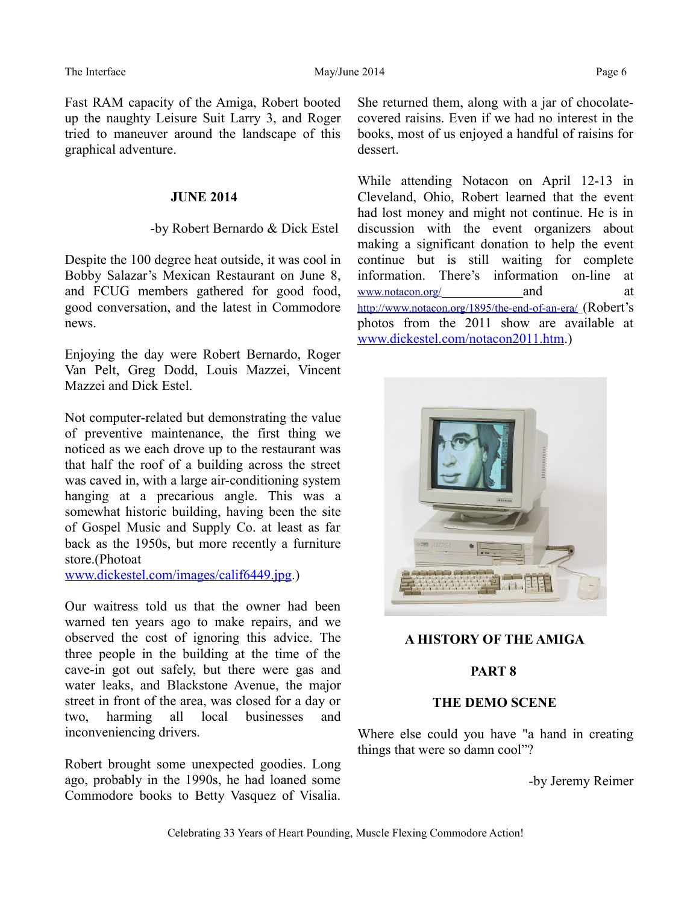Fast RAM capacity of the Amiga, Robert booted up the naughty Leisure Suit Larry 3, and Roger tried to maneuver around the landscape of this graphical adventure.

## JUNE 2014

-by Robert Bernardo & Dick Estel

Despite the 100 degree heat outside, it was cool in Bobby Salazar's Mexican Restaurant on June 8, and FCUG members gathered for good food, good conversation, and the latest in Commodore news.

Enjoying the day were Robert Bernardo, Roger Van Pelt, Greg Dodd, Louis Mazzei, Vincent Mazzei and Dick Estel.

Not computer-related but demonstrating the value of preventive maintenance, the first thing we noticed as we each drove up to the restaurant was that half the roof of a building across the street was caved in, with a large air-conditioning system hanging at a precarious angle. This was a somewhat historic building, having been the site of Gospel Music and Supply Co. at least as far back as the 1950s, but more recently a furniture store.(Photoat www.dickestel.com/images/calif6449.jpg.)

Our waitress told us that the owner had been warned ten years ago to make repairs, and we observed the cost of ignoring this advice. The three people in the building at the time of the cave-in got out safely, but there were gas and water leaks, and Blackstone Avenue, the major street in front of the area, was closed for a day or two, harming all local businesses and inconveniencing drivers.

Robert brought some unexpected goodies. Long ago, probably in the 1990s, he had loaned some Commodore books to Betty Vasquez of Visalia. She returned them, along with a jar of chocolate-covered raisins. Even if we had no interest in the books, most of us enjoyed a handful of raisins for dessert.

While attending Notacon on April 12-13 in Cleveland, Ohio, Robert learned that the event had lost money and might not continue. He is in discussion with the event organizers about making a significant donation to help the event continue but is still waiting for complete information. There's information on-line at www.notacon.org/ and at http://www.notacon.org/1895/the-end-of-an-era/ (Robert's photos from the 2011 show are available at www.dickestel.com/notacon2011.htm.)

## A HISTORY OF THE AMIGA

## PART 8

## THE DEMO SCENE

Where else could you have "a hand in creating things that were so damn cool"?

-by Jeremy Reimer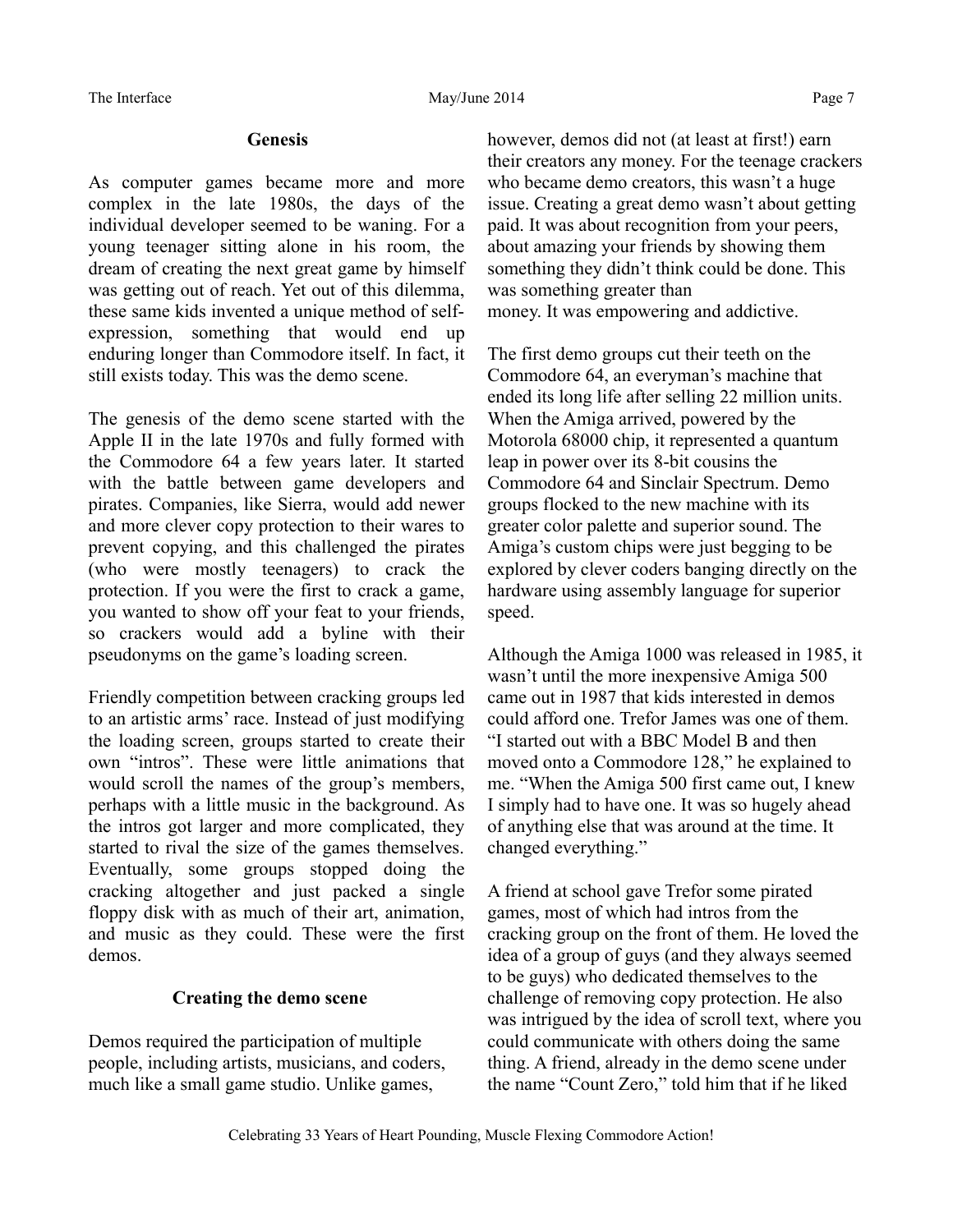### Genesis

As computer games became more and more complex in the late 1980s, the days of the individual developer seemed to be waning. For a young teenager sitting alone in his room, the dream of creating the next great game by himself was getting out of reach. Yet out of this dilemma, these same kids invented a unique method of self-expression, something that would end up enduring longer than Commodore itself. In fact, it still exists today. This was the demo scene.

The genesis of the demo scene started with the Apple II in the late 1970s and fully formed with the Commodore 64 a few years later. It started with the battle between game developers and pirates. Companies, like Sierra, would add newer and more clever copy protection to their wares to prevent copying, and this challenged the pirates (who were mostly teenagers) to crack the protection. If you were the first to crack a game, you wanted to show off your feat to your friends, so crackers would add a byline with their pseudonyms on the game's loading screen.

Friendly competition between cracking groups led to an artistic arms' race. Instead of just modifying the loading screen, groups started to create their own "intros". These were little animations that would scroll the names of the group's members, perhaps with a little music in the background. As the intros got larger and more complicated, they started to rival the size of the games themselves. Eventually, some groups stopped doing the cracking altogether and just packed a single floppy disk with as much of their art, animation, and music as they could. These were the first demos.

### Creating the demo scene

Demos required the participation of multiple people, including artists, musicians, and coders, much like a small game studio. Unlike games, however, demos did not (at least at first!) earn their creators any money. For the teenage crackers who became demo creators, this wasn't a huge issue. Creating a great demo wasn't about getting paid. It was about recognition from your peers, about amazing your friends by showing them something they didn't think could be done. This was something greater than money. It was empowering and addictive.

The first demo groups cut their teeth on the Commodore 64, an everyman's machine that ended its long life after selling 22 million units. When the Amiga arrived, powered by the Motorola 68000 chip, it represented a quantum leap in power over its 8-bit cousins the Commodore 64 and Sinclair Spectrum. Demo groups flocked to the new machine with its greater color palette and superior sound. The Amiga's custom chips were just begging to be explored by clever coders banging directly on the hardware using assembly language for superior speed.

Although the Amiga 1000 was released in 1985, it wasn't until the more inexpensive Amiga 500 came out in 1987 that kids interested in demos could afford one. Trefor James was one of them. "I started out with a BBC Model B and then moved onto a Commodore 128," he explained to me. "When the Amiga 500 first came out, I knew I simply had to have one. It was so hugely ahead of anything else that was around at the time. It changed everything."

A friend at school gave Trefor some pirated games, most of which had intros from the cracking group on the front of them. He loved the idea of a group of guys (and they always seemed to be guys) who dedicated themselves to the challenge of removing copy protection. He also was intrigued by the idea of scroll text, where you could communicate with others doing the same thing. A friend, already in the demo scene under the name "Count Zero," told him that if he liked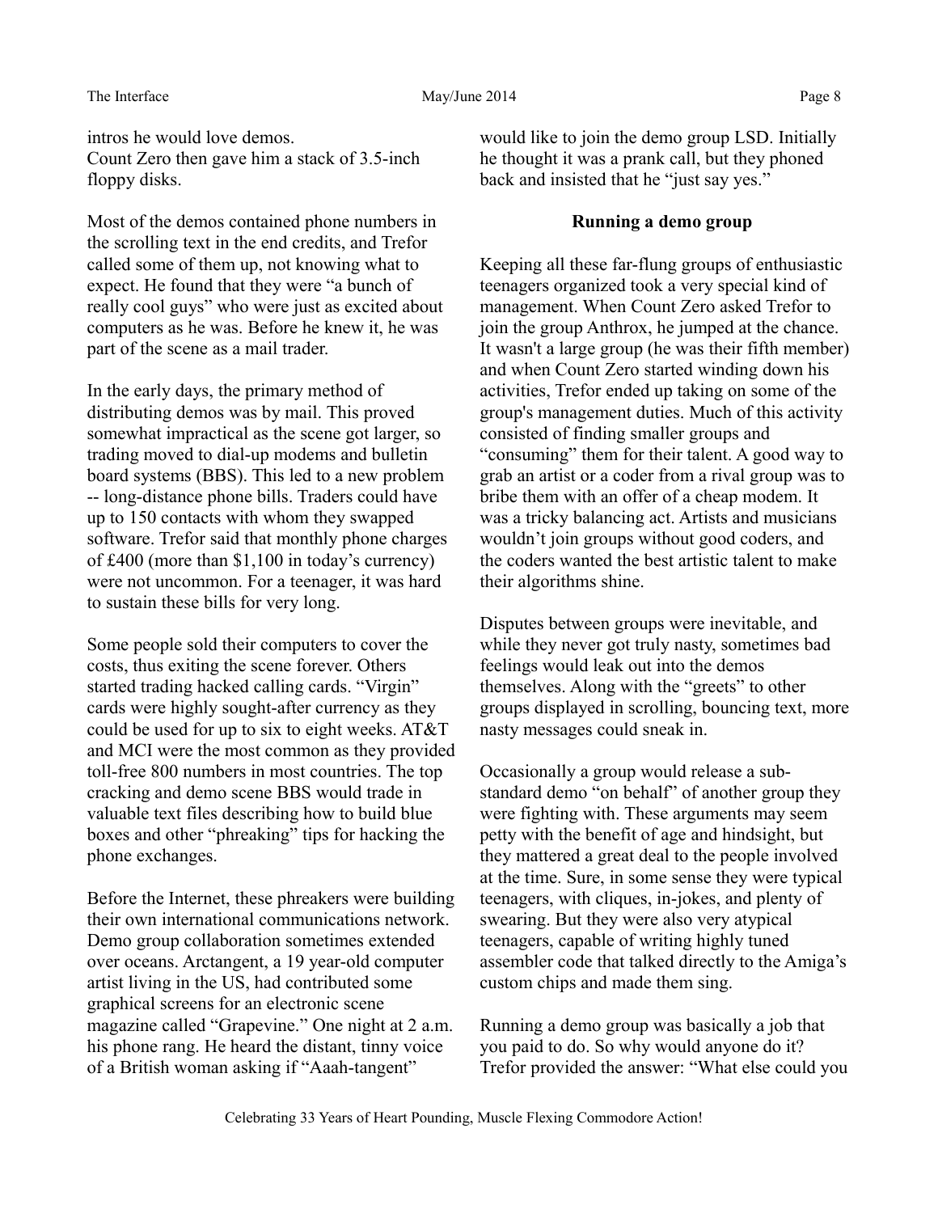intros he would love demos.
Count Zero then gave him a stack of 3.5-inch floppy disks.

Most of the demos contained phone numbers in the scrolling text in the end credits, and Trefor called some of them up, not knowing what to expect. He found that they were "a bunch of really cool guys" who were just as excited about computers as he was. Before he knew it, he was part of the scene as a mail trader.

In the early days, the primary method of distributing demos was by mail. This proved somewhat impractical as the scene got larger, so trading moved to dial-up modems and bulletin board systems (BBS). This led to a new problem -- long-distance phone bills. Traders could have up to 150 contacts with whom they swapped software. Trefor said that monthly phone charges of £400 (more than $1,100 in today's currency) were not uncommon. For a teenager, it was hard to sustain these bills for very long.

Some people sold their computers to cover the costs, thus exiting the scene forever. Others started trading hacked calling cards. "Virgin" cards were highly sought-after currency as they could be used for up to six to eight weeks. AT&T and MCI were the most common as they provided toll-free 800 numbers in most countries. The top cracking and demo scene BBS would trade in valuable text files describing how to build blue boxes and other "phreaking" tips for hacking the phone exchanges.

Before the Internet, these phreakers were building their own international communications network. Demo group collaboration sometimes extended over oceans. Arctangent, a 19 year-old computer artist living in the US, had contributed some graphical screens for an electronic scene magazine called "Grapevine." One night at 2 a.m. his phone rang. He heard the distant, tinny voice of a British woman asking if "Aaah-tangent" would like to join the demo group LSD. Initially he thought it was a prank call, but they phoned back and insisted that he "just say yes."

### Running a demo group

Keeping all these far-flung groups of enthusiastic teenagers organized took a very special kind of management. When Count Zero asked Trefor to join the group Anthrox, he jumped at the chance. It wasn't a large group (he was their fifth member) and when Count Zero started winding down his activities, Trefor ended up taking on some of the group's management duties. Much of this activity consisted of finding smaller groups and "consuming" them for their talent. A good way to grab an artist or a coder from a rival group was to bribe them with an offer of a cheap modem. It was a tricky balancing act. Artists and musicians wouldn't join groups without good coders, and the coders wanted the best artistic talent to make their algorithms shine.

Disputes between groups were inevitable, and while they never got truly nasty, sometimes bad feelings would leak out into the demos themselves. Along with the "greets" to other groups displayed in scrolling, bouncing text, more nasty messages could sneak in.

Occasionally a group would release a sub-standard demo "on behalf" of another group they were fighting with. These arguments may seem petty with the benefit of age and hindsight, but they mattered a great deal to the people involved at the time. Sure, in some sense they were typical teenagers, with cliques, in-jokes, and plenty of swearing. But they were also very atypical teenagers, capable of writing highly tuned assembler code that talked directly to the Amiga's custom chips and made them sing.

Running a demo group was basically a job that you paid to do. So why would anyone do it? Trefor provided the answer: "What else could you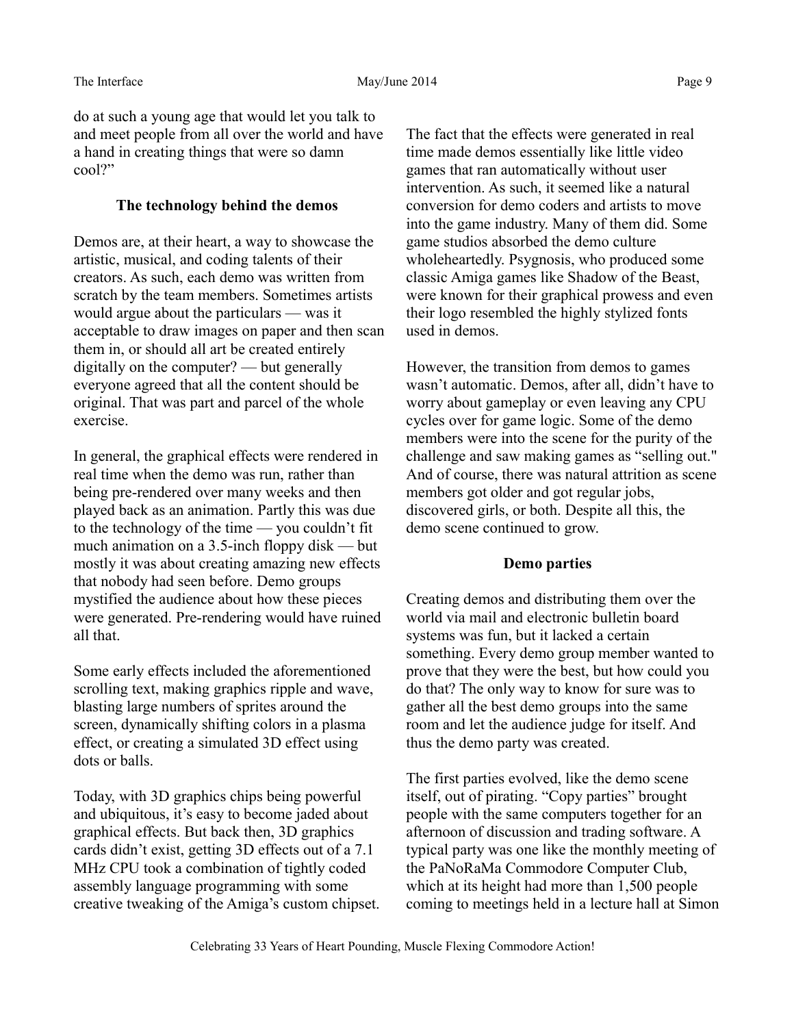do at such a young age that would let you talk to and meet people from all over the world and have a hand in creating things that were so damn cool?"

### The technology behind the demos

Demos are, at their heart, a way to showcase the artistic, musical, and coding talents of their creators. As such, each demo was written from scratch by the team members. Sometimes artists would argue about the particulars — was it acceptable to draw images on paper and then scan them in, or should all art be created entirely digitally on the computer? — but generally everyone agreed that all the content should be original. That was part and parcel of the whole exercise.

In general, the graphical effects were rendered in real time when the demo was run, rather than being pre-rendered over many weeks and then played back as an animation. Partly this was due to the technology of the time — you couldn't fit much animation on a 3.5-inch floppy disk — but mostly it was about creating amazing new effects that nobody had seen before. Demo groups mystified the audience about how these pieces were generated. Pre-rendering would have ruined all that.

Some early effects included the aforementioned scrolling text, making graphics ripple and wave, blasting large numbers of sprites around the screen, dynamically shifting colors in a plasma effect, or creating a simulated 3D effect using dots or balls.

Today, with 3D graphics chips being powerful and ubiquitous, it's easy to become jaded about graphical effects. But back then, 3D graphics cards didn't exist, getting 3D effects out of a 7.1 MHz CPU took a combination of tightly coded assembly language programming with some creative tweaking of the Amiga's custom chipset. The fact that the effects were generated in real time made demos essentially like little video games that ran automatically without user intervention. As such, it seemed like a natural conversion for demo coders and artists to move into the game industry. Many of them did. Some game studios absorbed the demo culture wholeheartedly. Psygnosis, who produced some classic Amiga games like Shadow of the Beast, were known for their graphical prowess and even their logo resembled the highly stylized fonts used in demos.

However, the transition from demos to games wasn't automatic. Demos, after all, didn't have to worry about gameplay or even leaving any CPU cycles over for game logic. Some of the demo members were into the scene for the purity of the challenge and saw making games as "selling out." And of course, there was natural attrition as scene members got older and got regular jobs, discovered girls, or both. Despite all this, the demo scene continued to grow.

### Demo parties

Creating demos and distributing them over the world via mail and electronic bulletin board systems was fun, but it lacked a certain something. Every demo group member wanted to prove that they were the best, but how could you do that? The only way to know for sure was to gather all the best demo groups into the same room and let the audience judge for itself. And thus the demo party was created.

The first parties evolved, like the demo scene itself, out of pirating. "Copy parties" brought people with the same computers together for an afternoon of discussion and trading software. A typical party was one like the monthly meeting of the PaNoRaMa Commodore Computer Club, which at its height had more than 1,500 people coming to meetings held in a lecture hall at Simon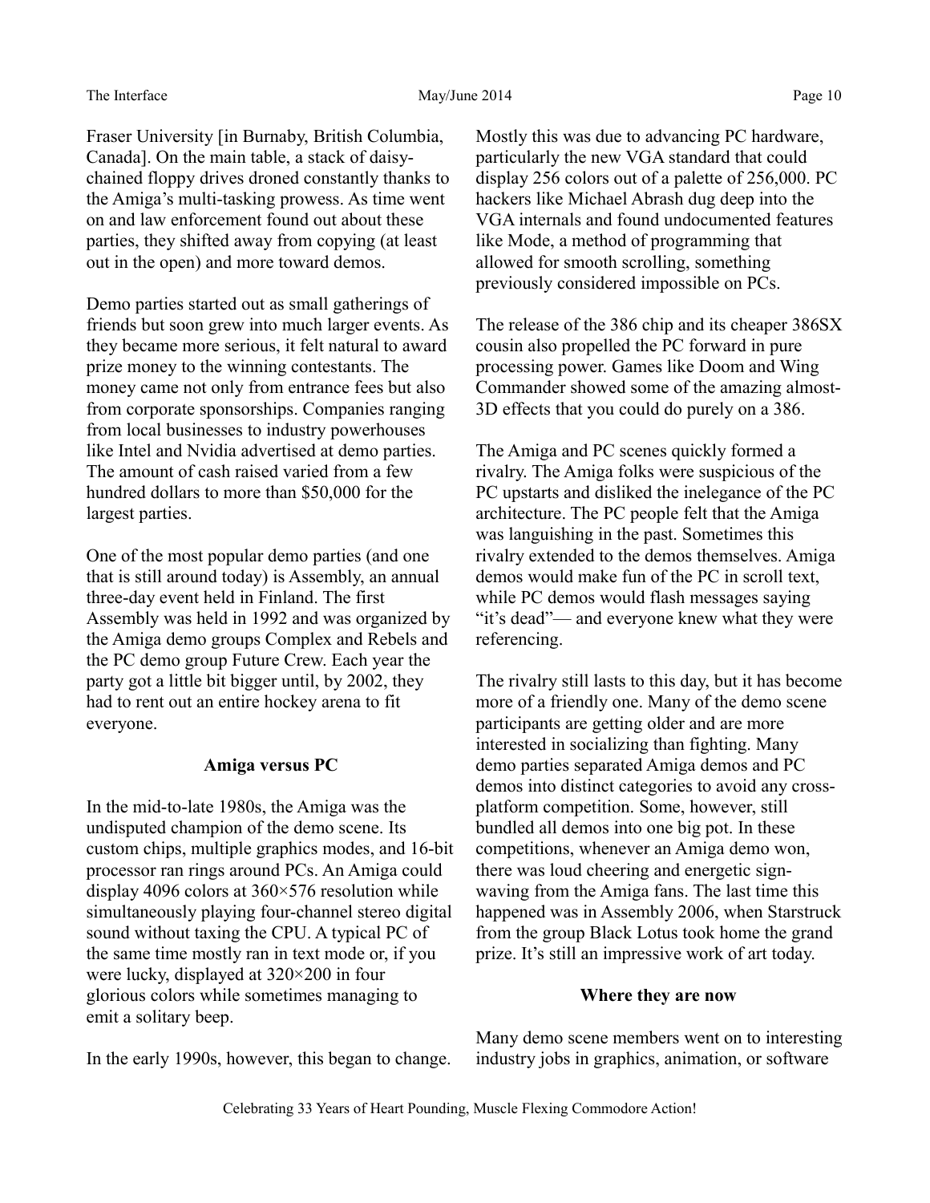Fraser University [in Burnaby, British Columbia, Canada]. On the main table, a stack of daisy-chained floppy drives droned constantly thanks to the Amiga's multi-tasking prowess. As time went on and law enforcement found out about these parties, they shifted away from copying (at least out in the open) and more toward demos.

Demo parties started out as small gatherings of friends but soon grew into much larger events. As they became more serious, it felt natural to award prize money to the winning contestants. The money came not only from entrance fees but also from corporate sponsorships. Companies ranging from local businesses to industry powerhouses like Intel and Nvidia advertised at demo parties. The amount of cash raised varied from a few hundred dollars to more than $50,000 for the largest parties.

One of the most popular demo parties (and one that is still around today) is Assembly, an annual three-day event held in Finland. The first Assembly was held in 1992 and was organized by the Amiga demo groups Complex and Rebels and the PC demo group Future Crew. Each year the party got a little bit bigger until, by 2002, they had to rent out an entire hockey arena to fit everyone.

### Amiga versus PC

In the mid-to-late 1980s, the Amiga was the undisputed champion of the demo scene. Its custom chips, multiple graphics modes, and 16-bit processor ran rings around PCs. An Amiga could display 4096 colors at 360×576 resolution while simultaneously playing four-channel stereo digital sound without taxing the CPU. A typical PC of the same time mostly ran in text mode or, if you were lucky, displayed at 320×200 in four glorious colors while sometimes managing to emit a solitary beep.

In the early 1990s, however, this began to change. Mostly this was due to advancing PC hardware, particularly the new VGA standard that could display 256 colors out of a palette of 256,000. PC hackers like Michael Abrash dug deep into the VGA internals and found undocumented features like Mode, a method of programming that allowed for smooth scrolling, something previously considered impossible on PCs.

The release of the 386 chip and its cheaper 386SX cousin also propelled the PC forward in pure processing power. Games like Doom and Wing Commander showed some of the amazing almost-3D effects that you could do purely on a 386.

The Amiga and PC scenes quickly formed a rivalry. The Amiga folks were suspicious of the PC upstarts and disliked the inelegance of the PC architecture. The PC people felt that the Amiga was languishing in the past. Sometimes this rivalry extended to the demos themselves. Amiga demos would make fun of the PC in scroll text, while PC demos would flash messages saying "it's dead"— and everyone knew what they were referencing.

The rivalry still lasts to this day, but it has become more of a friendly one. Many of the demo scene participants are getting older and are more interested in socializing than fighting. Many demo parties separated Amiga demos and PC demos into distinct categories to avoid any cross-platform competition. Some, however, still bundled all demos into one big pot. In these competitions, whenever an Amiga demo won, there was loud cheering and energetic sign-waving from the Amiga fans. The last time this happened was in Assembly 2006, when Starstruck from the group Black Lotus took home the grand prize. It's still an impressive work of art today.

### Where they are now

Many demo scene members went on to interesting industry jobs in graphics, animation, or software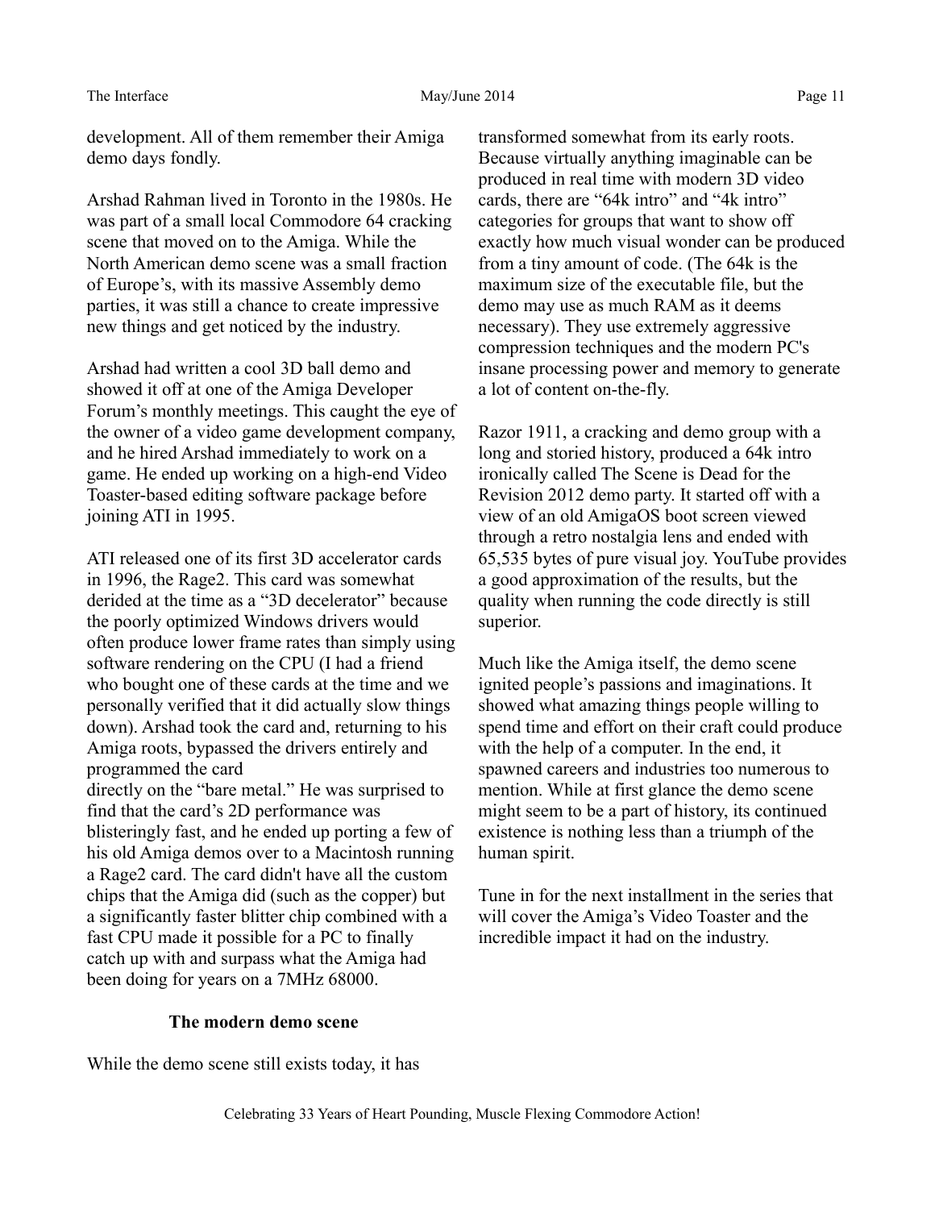development. All of them remember their Amiga demo days fondly.

Arshad Rahman lived in Toronto in the 1980s. He was part of a small local Commodore 64 cracking scene that moved on to the Amiga. While the North American demo scene was a small fraction of Europe's, with its massive Assembly demo parties, it was still a chance to create impressive new things and get noticed by the industry.

Arshad had written a cool 3D ball demo and showed it off at one of the Amiga Developer Forum's monthly meetings. This caught the eye of the owner of a video game development company, and he hired Arshad immediately to work on a game. He ended up working on a high-end Video Toaster-based editing software package before joining ATI in 1995.

ATI released one of its first 3D accelerator cards in 1996, the Rage2. This card was somewhat derided at the time as a "3D decelerator" because the poorly optimized Windows drivers would often produce lower frame rates than simply using software rendering on the CPU (I had a friend who bought one of these cards at the time and we personally verified that it did actually slow things down). Arshad took the card and, returning to his Amiga roots, bypassed the drivers entirely and programmed the card directly on the "bare metal." He was surprised to find that the card's 2D performance was blisteringly fast, and he ended up porting a few of his old Amiga demos over to a Macintosh running a Rage2 card. The card didn't have all the custom chips that the Amiga did (such as the copper) but a significantly faster blitter chip combined with a fast CPU made it possible for a PC to finally catch up with and surpass what the Amiga had been doing for years on a 7MHz 68000.

### The modern demo scene

While the demo scene still exists today, it has transformed somewhat from its early roots. Because virtually anything imaginable can be produced in real time with modern 3D video cards, there are "64k intro" and "4k intro" categories for groups that want to show off exactly how much visual wonder can be produced from a tiny amount of code. (The 64k is the maximum size of the executable file, but the demo may use as much RAM as it deems necessary). They use extremely aggressive compression techniques and the modern PC's insane processing power and memory to generate a lot of content on-the-fly.

Razor 1911, a cracking and demo group with a long and storied history, produced a 64k intro ironically called The Scene is Dead for the Revision 2012 demo party. It started off with a view of an old AmigaOS boot screen viewed through a retro nostalgia lens and ended with 65,535 bytes of pure visual joy. YouTube provides a good approximation of the results, but the quality when running the code directly is still superior.

Much like the Amiga itself, the demo scene ignited people's passions and imaginations. It showed what amazing things people willing to spend time and effort on their craft could produce with the help of a computer. In the end, it spawned careers and industries too numerous to mention. While at first glance the demo scene might seem to be a part of history, its continued existence is nothing less than a triumph of the human spirit.

Tune in for the next installment in the series that will cover the Amiga's Video Toaster and the incredible impact it had on the industry.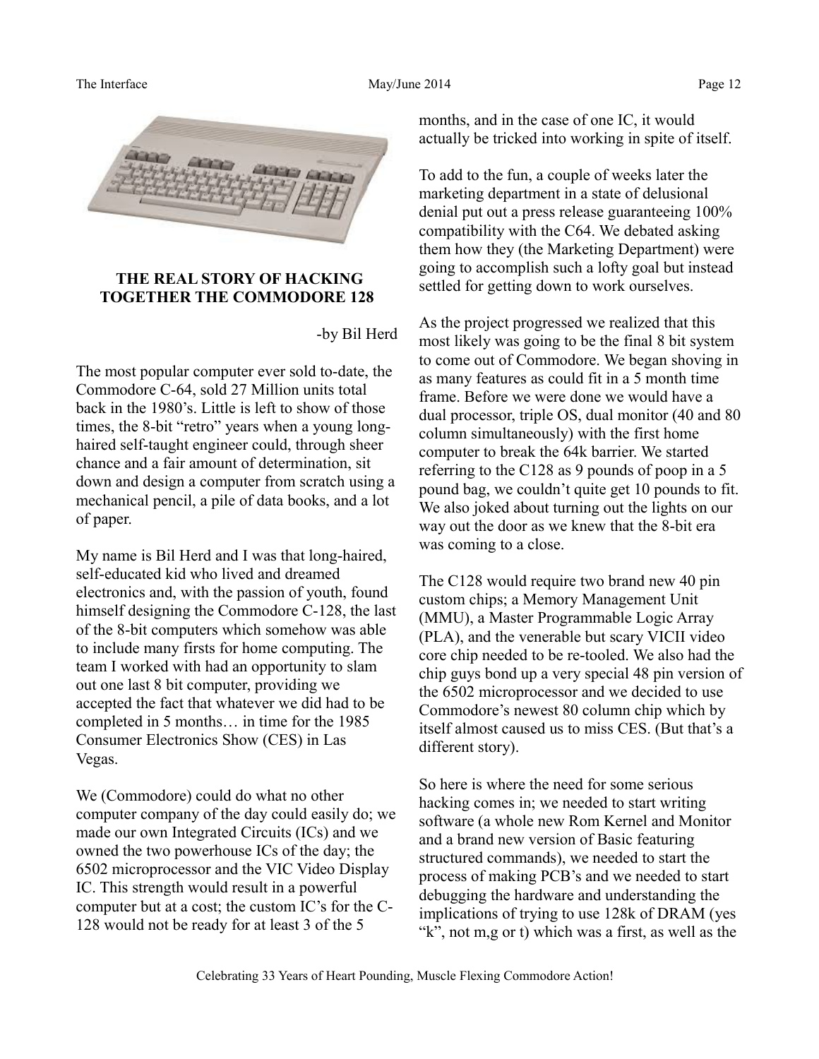## THE REAL STORY OF HACKING TOGETHER THE COMMODORE 128

-by Bil Herd

The most popular computer ever sold to-date, the Commodore C-64, sold 27 Million units total back in the 1980's. Little is left to show of those times, the 8-bit "retro" years when a young long-haired self-taught engineer could, through sheer chance and a fair amount of determination, sit down and design a computer from scratch using a mechanical pencil, a pile of data books, and a lot of paper.

My name is Bil Herd and I was that long-haired, self-educated kid who lived and dreamed electronics and, with the passion of youth, found himself designing the Commodore C-128, the last of the 8-bit computers which somehow was able to include many firsts for home computing. The team I worked with had an opportunity to slam out one last 8 bit computer, providing we accepted the fact that whatever we did had to be completed in 5 months… in time for the 1985 Consumer Electronics Show (CES) in Las Vegas.

We (Commodore) could do what no other computer company of the day could easily do; we made our own Integrated Circuits (ICs) and we owned the two powerhouse ICs of the day; the 6502 microprocessor and the VIC Video Display IC. This strength would result in a powerful computer but at a cost; the custom IC's for the C-128 would not be ready for at least 3 of the 5 months, and in the case of one IC, it would actually be tricked into working in spite of itself.

To add to the fun, a couple of weeks later the marketing department in a state of delusional denial put out a press release guaranteeing 100% compatibility with the C64. We debated asking them how they (the Marketing Department) were going to accomplish such a lofty goal but instead settled for getting down to work ourselves.

As the project progressed we realized that this most likely was going to be the final 8 bit system to come out of Commodore. We began shoving in as many features as could fit in a 5 month time frame. Before we were done we would have a dual processor, triple OS, dual monitor (40 and 80 column simultaneously) with the first home computer to break the 64k barrier. We started referring to the C128 as 9 pounds of poop in a 5 pound bag, we couldn't quite get 10 pounds to fit. We also joked about turning out the lights on our way out the door as we knew that the 8-bit era was coming to a close.

The C128 would require two brand new 40 pin custom chips; a Memory Management Unit (MMU), a Master Programmable Logic Array (PLA), and the venerable but scary VICII video core chip needed to be re-tooled. We also had the chip guys bond up a very special 48 pin version of the 6502 microprocessor and we decided to use Commodore's newest 80 column chip which by itself almost caused us to miss CES. (But that's a different story).

So here is where the need for some serious hacking comes in; we needed to start writing software (a whole new Rom Kernel and Monitor and a brand new version of Basic featuring structured commands), we needed to start the process of making PCB's and we needed to start debugging the hardware and understanding the implications of trying to use 128k of DRAM (yes "k", not m,g or t) which was a first, as well as the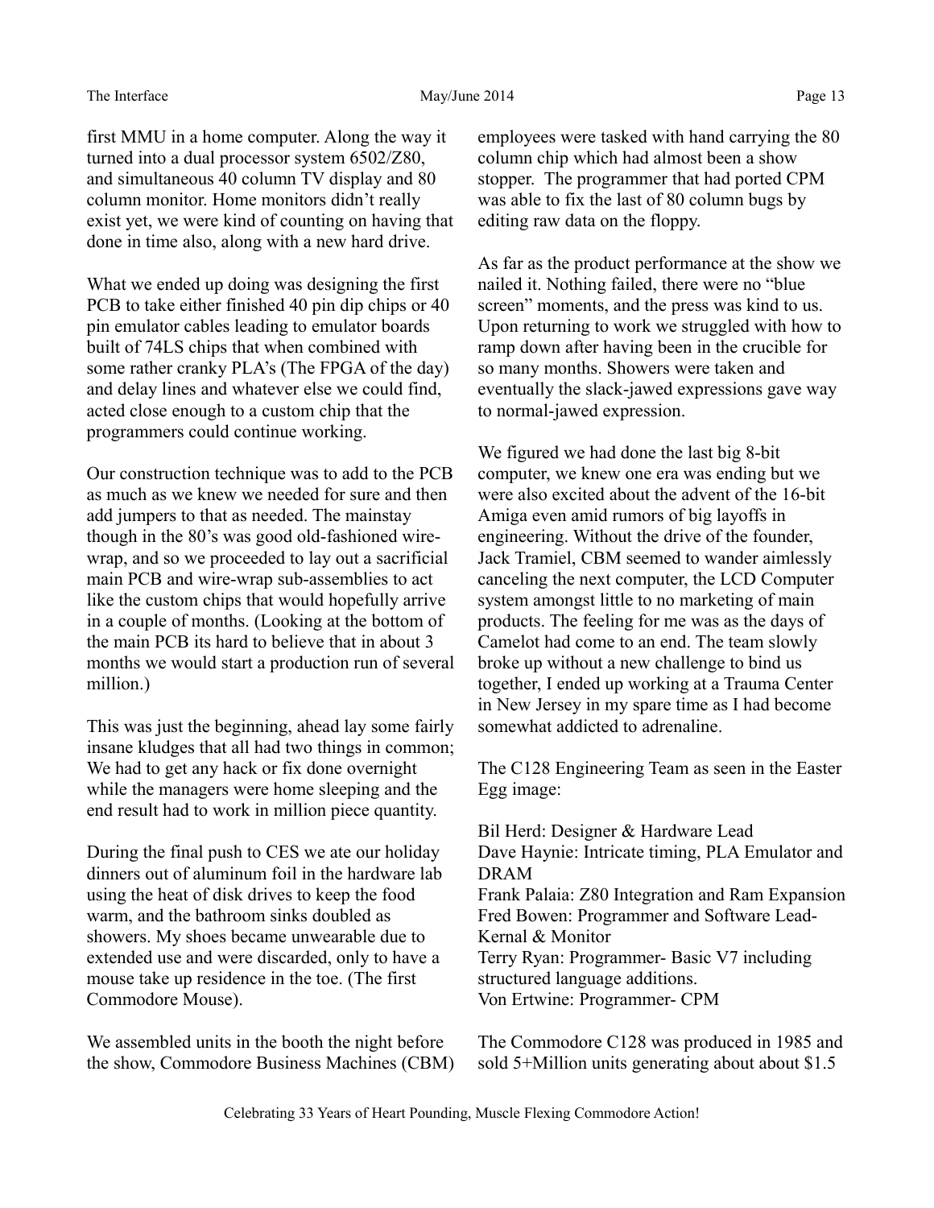first MMU in a home computer. Along the way it turned into a dual processor system 6502/Z80, and simultaneous 40 column TV display and 80 column monitor. Home monitors didn't really exist yet, we were kind of counting on having that done in time also, along with a new hard drive.

What we ended up doing was designing the first PCB to take either finished 40 pin dip chips or 40 pin emulator cables leading to emulator boards built of 74LS chips that when combined with some rather cranky PLA's (The FPGA of the day) and delay lines and whatever else we could find, acted close enough to a custom chip that the programmers could continue working.

Our construction technique was to add to the PCB as much as we knew we needed for sure and then add jumpers to that as needed. The mainstay though in the 80's was good old-fashioned wire-wrap, and so we proceeded to lay out a sacrificial main PCB and wire-wrap sub-assemblies to act like the custom chips that would hopefully arrive in a couple of months. (Looking at the bottom of the main PCB its hard to believe that in about 3 months we would start a production run of several million.)

This was just the beginning, ahead lay some fairly insane kludges that all had two things in common; We had to get any hack or fix done overnight while the managers were home sleeping and the end result had to work in million piece quantity.

During the final push to CES we ate our holiday dinners out of aluminum foil in the hardware lab using the heat of disk drives to keep the food warm, and the bathroom sinks doubled as showers. My shoes became unwearable due to extended use and were discarded, only to have a mouse take up residence in the toe. (The first Commodore Mouse).

We assembled units in the booth the night before the show, Commodore Business Machines (CBM) employees were tasked with hand carrying the 80 column chip which had almost been a show stopper. The programmer that had ported CPM was able to fix the last of 80 column bugs by editing raw data on the floppy.

As far as the product performance at the show we nailed it. Nothing failed, there were no "blue screen" moments, and the press was kind to us. Upon returning to work we struggled with how to ramp down after having been in the crucible for so many months. Showers were taken and eventually the slack-jawed expressions gave way to normal-jawed expression.

We figured we had done the last big 8-bit computer, we knew one era was ending but we were also excited about the advent of the 16-bit Amiga even amid rumors of big layoffs in engineering. Without the drive of the founder, Jack Tramiel, CBM seemed to wander aimlessly canceling the next computer, the LCD Computer system amongst little to no marketing of main products. The feeling for me was as the days of Camelot had come to an end. The team slowly broke up without a new challenge to bind us together, I ended up working at a Trauma Center in New Jersey in my spare time as I had become somewhat addicted to adrenaline.

The C128 Engineering Team as seen in the Easter Egg image:

Bil Herd: Designer & Hardware Lead
Dave Haynie: Intricate timing, PLA Emulator and DRAM
Frank Palaia: Z80 Integration and Ram Expansion
Fred Bowen: Programmer and Software Lead- Kernal & Monitor
Terry Ryan: Programmer- Basic V7 including structured language additions.
Von Ertwine: Programmer- CPM

The Commodore C128 was produced in 1985 and sold 5+Million units generating about about $1.5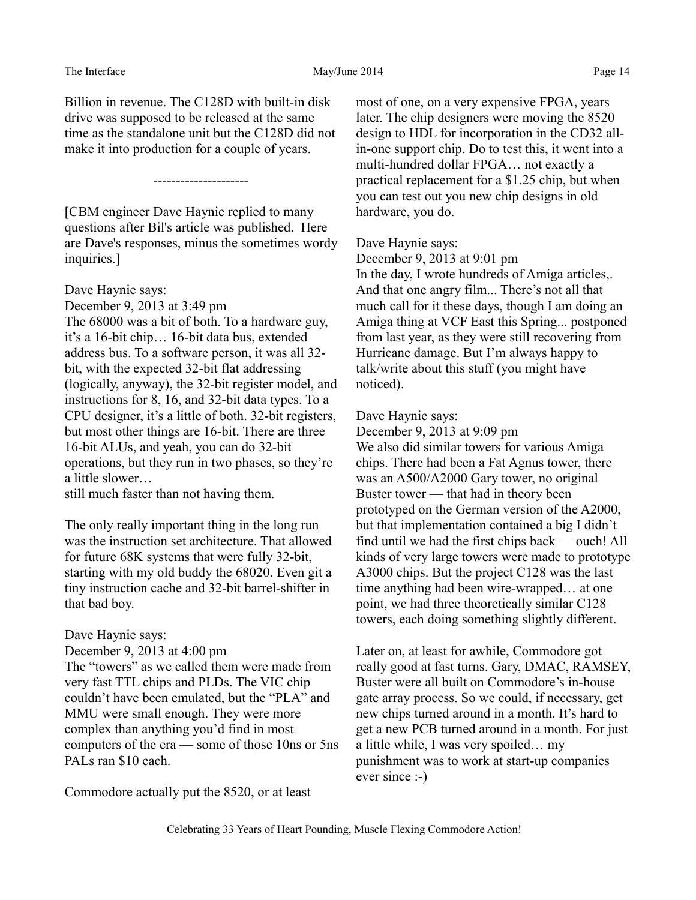Billion in revenue. The C128D with built-in disk drive was supposed to be released at the same time as the standalone unit but the C128D did not make it into production for a couple of years.

---------------------

[CBM engineer Dave Haynie replied to many questions after Bil's article was published. Here are Dave's responses, minus the sometimes wordy inquiries.]

Dave Haynie says:
December 9, 2013 at 3:49 pm
The 68000 was a bit of both. To a hardware guy, it's a 16-bit chip… 16-bit data bus, extended address bus. To a software person, it was all 32-bit, with the expected 32-bit flat addressing (logically, anyway), the 32-bit register model, and instructions for 8, 16, and 32-bit data types. To a CPU designer, it's a little of both. 32-bit registers, but most other things are 16-bit. There are three 16-bit ALUs, and yeah, you can do 32-bit operations, but they run in two phases, so they're a little slower…
still much faster than not having them.

The only really important thing in the long run was the instruction set architecture. That allowed for future 68K systems that were fully 32-bit, starting with my old buddy the 68020. Even git a tiny instruction cache and 32-bit barrel-shifter in that bad boy.

Dave Haynie says:
December 9, 2013 at 4:00 pm
The "towers" as we called them were made from very fast TTL chips and PLDs. The VIC chip couldn't have been emulated, but the "PLA" and MMU were small enough. They were more complex than anything you'd find in most computers of the era — some of those 10ns or 5ns PALs ran $10 each.

Commodore actually put the 8520, or at least most of one, on a very expensive FPGA, years later. The chip designers were moving the 8520 design to HDL for incorporation in the CD32 all-in-one support chip. Do to test this, it went into a multi-hundred dollar FPGA… not exactly a practical replacement for a $1.25 chip, but when you can test out you new chip designs in old hardware, you do.

Dave Haynie says:
December 9, 2013 at 9:01 pm
In the day, I wrote hundreds of Amiga articles,. And that one angry film... There's not all that much call for it these days, though I am doing an Amiga thing at VCF East this Spring... postponed from last year, as they were still recovering from Hurricane damage. But I'm always happy to talk/write about this stuff (you might have noticed).

Dave Haynie says:
December 9, 2013 at 9:09 pm
We also did similar towers for various Amiga chips. There had been a Fat Agnus tower, there was an A500/A2000 Gary tower, no original Buster tower — that had in theory been prototyped on the German version of the A2000, but that implementation contained a big I didn't find until we had the first chips back — ouch! All kinds of very large towers were made to prototype A3000 chips. But the project C128 was the last time anything had been wire-wrapped… at one point, we had three theoretically similar C128 towers, each doing something slightly different.

Later on, at least for awhile, Commodore got really good at fast turns. Gary, DMAC, RAMSEY, Buster were all built on Commodore's in-house gate array process. So we could, if necessary, get new chips turned around in a month. It's hard to get a new PCB turned around in a month. For just a little while, I was very spoiled… my punishment was to work at start-up companies ever since :-)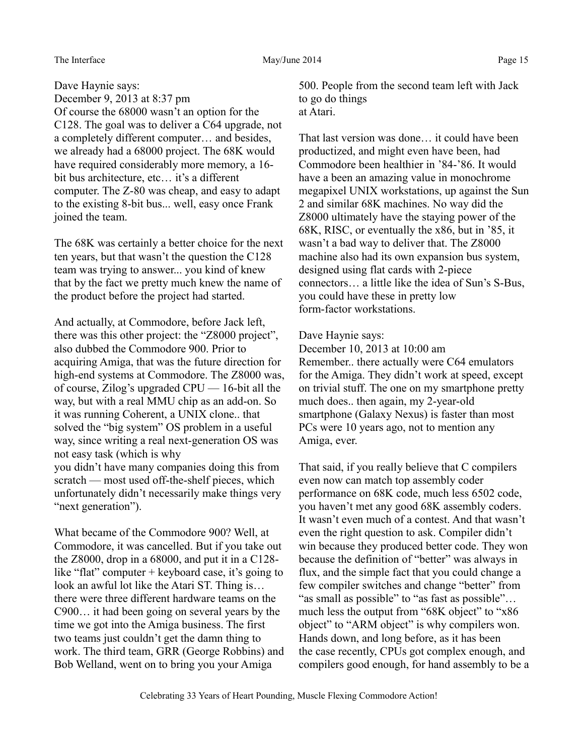Dave Haynie says:
December 9, 2013 at 8:37 pm
Of course the 68000 wasn't an option for the C128. The goal was to deliver a C64 upgrade, not a completely different computer… and besides, we already had a 68000 project. The 68K would have required considerably more memory, a 16-bit bus architecture, etc… it's a different computer. The Z-80 was cheap, and easy to adapt to the existing 8-bit bus... well, easy once Frank joined the team.

The 68K was certainly a better choice for the next ten years, but that wasn't the question the C128 team was trying to answer... you kind of knew that by the fact we pretty much knew the name of the product before the project had started.

And actually, at Commodore, before Jack left, there was this other project: the "Z8000 project", also dubbed the Commodore 900. Prior to acquiring Amiga, that was the future direction for high-end systems at Commodore. The Z8000 was, of course, Zilog's upgraded CPU — 16-bit all the way, but with a real MMU chip as an add-on. So it was running Coherent, a UNIX clone.. that solved the "big system" OS problem in a useful way, since writing a real next-generation OS was not easy task (which is why you didn't have many companies doing this from scratch — most used off-the-shelf pieces, which unfortunately didn't necessarily make things very "next generation").

What became of the Commodore 900? Well, at Commodore, it was cancelled. But if you take out the Z8000, drop in a 68000, and put it in a C128-like "flat" computer + keyboard case, it's going to look an awful lot like the Atari ST. Thing is… there were three different hardware teams on the C900… it had been going on several years by the time we got into the Amiga business. The first two teams just couldn't get the damn thing to work. The third team, GRR (George Robbins) and Bob Welland, went on to bring you your Amiga 500. People from the second team left with Jack to go do things at Atari.

That last version was done… it could have been productized, and might even have been, had Commodore been healthier in '84-'86. It would have a been an amazing value in monochrome megapixel UNIX workstations, up against the Sun 2 and similar 68K machines. No way did the Z8000 ultimately have the staying power of the 68K, RISC, or eventually the x86, but in '85, it wasn't a bad way to deliver that. The Z8000 machine also had its own expansion bus system, designed using flat cards with 2-piece connectors… a little like the idea of Sun's S-Bus, you could have these in pretty low form-factor workstations.

Dave Haynie says:
December 10, 2013 at 10:00 am
Remember.. there actually were C64 emulators for the Amiga. They didn't work at speed, except on trivial stuff. The one on my smartphone pretty much does.. then again, my 2-year-old smartphone (Galaxy Nexus) is faster than most PCs were 10 years ago, not to mention any Amiga, ever.

That said, if you really believe that C compilers even now can match top assembly coder performance on 68K code, much less 6502 code, you haven't met any good 68K assembly coders. It wasn't even much of a contest. And that wasn't even the right question to ask. Compiler didn't win because they produced better code. They won because the definition of "better" was always in flux, and the simple fact that you could change a few compiler switches and change "better" from "as small as possible" to "as fast as possible"… much less the output from "68K object" to "x86 object" to "ARM object" is why compilers won. Hands down, and long before, as it has been the case recently, CPUs got complex enough, and compilers good enough, for hand assembly to be a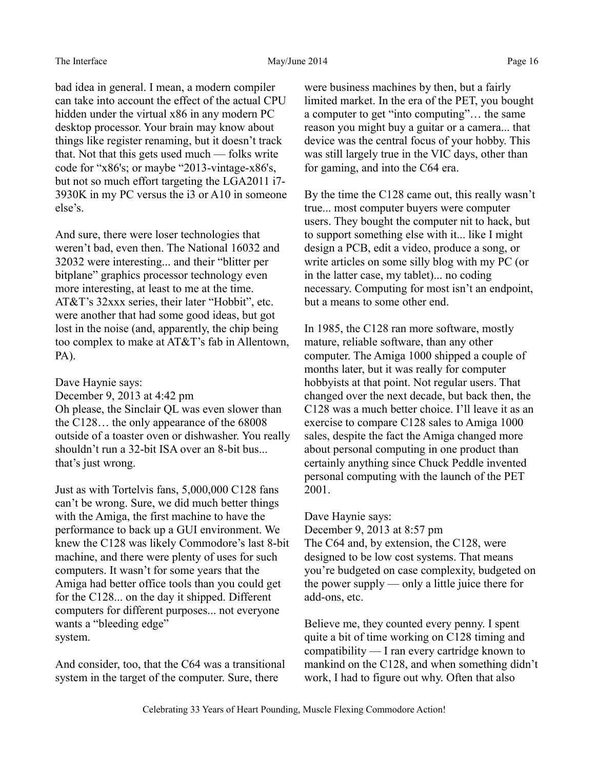bad idea in general. I mean, a modern compiler can take into account the effect of the actual CPU hidden under the virtual x86 in any modern PC desktop processor. Your brain may know about things like register renaming, but it doesn't track that. Not that this gets used much — folks write code for "x86's; or maybe "2013-vintage-x86's, but not so much effort targeting the LGA2011 i7-3930K in my PC versus the i3 or A10 in someone else's.

And sure, there were loser technologies that weren't bad, even then. The National 16032 and 32032 were interesting... and their "blitter per bitplane" graphics processor technology even more interesting, at least to me at the time. AT&T's 32xxx series, their later "Hobbit", etc. were another that had some good ideas, but got lost in the noise (and, apparently, the chip being too complex to make at AT&T's fab in Allentown, PA).

Dave Haynie says:
December 9, 2013 at 4:42 pm
Oh please, the Sinclair QL was even slower than the C128… the only appearance of the 68008 outside of a toaster oven or dishwasher. You really shouldn't run a 32-bit ISA over an 8-bit bus... that's just wrong.

Just as with Tortelvis fans, 5,000,000 C128 fans can't be wrong. Sure, we did much better things with the Amiga, the first machine to have the performance to back up a GUI environment. We knew the C128 was likely Commodore's last 8-bit machine, and there were plenty of uses for such computers. It wasn't for some years that the Amiga had better office tools than you could get for the C128... on the day it shipped. Different computers for different purposes... not everyone wants a "bleeding edge" system.

And consider, too, that the C64 was a transitional system in the target of the computer. Sure, there were business machines by then, but a fairly limited market. In the era of the PET, you bought a computer to get "into computing"… the same reason you might buy a guitar or a camera... that device was the central focus of your hobby. This was still largely true in the VIC days, other than for gaming, and into the C64 era.

By the time the C128 came out, this really wasn't true... most computer buyers were computer users. They bought the computer nit to hack, but to support something else with it... like I might design a PCB, edit a video, produce a song, or write articles on some silly blog with my PC (or in the latter case, my tablet)... no coding necessary. Computing for most isn't an endpoint, but a means to some other end.

In 1985, the C128 ran more software, mostly mature, reliable software, than any other computer. The Amiga 1000 shipped a couple of months later, but it was really for computer hobbyists at that point. Not regular users. That changed over the next decade, but back then, the C128 was a much better choice. I'll leave it as an exercise to compare C128 sales to Amiga 1000 sales, despite the fact the Amiga changed more about personal computing in one product than certainly anything since Chuck Peddle invented personal computing with the launch of the PET 2001.

Dave Haynie says:
December 9, 2013 at 8:57 pm
The C64 and, by extension, the C128, were designed to be low cost systems. That means you're budgeted on case complexity, budgeted on the power supply — only a little juice there for add-ons, etc.

Believe me, they counted every penny. I spent quite a bit of time working on C128 timing and compatibility — I ran every cartridge known to mankind on the C128, and when something didn't work, I had to figure out why. Often that also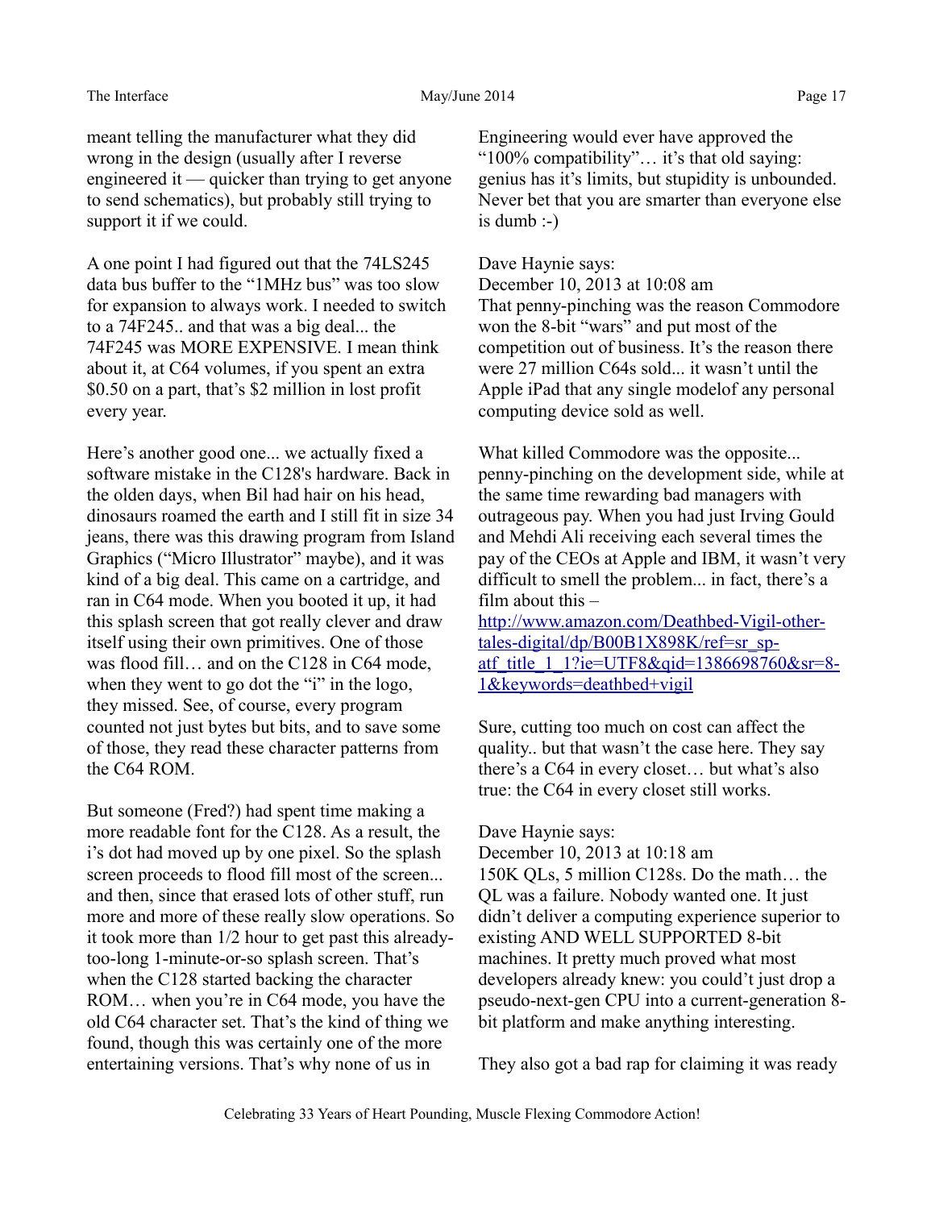meant telling the manufacturer what they did wrong in the design (usually after I reverse engineered it — quicker than trying to get anyone to send schematics), but probably still trying to support it if we could.

A one point I had figured out that the 74LS245 data bus buffer to the "1MHz bus" was too slow for expansion to always work. I needed to switch to a 74F245.. and that was a big deal... the 74F245 was MORE EXPENSIVE. I mean think about it, at C64 volumes, if you spent an extra $0.50 on a part, that's $2 million in lost profit every year.

Here's another good one... we actually fixed a software mistake in the C128's hardware. Back in the olden days, when Bil had hair on his head, dinosaurs roamed the earth and I still fit in size 34 jeans, there was this drawing program from Island Graphics ("Micro Illustrator" maybe), and it was kind of a big deal. This came on a cartridge, and ran in C64 mode. When you booted it up, it had this splash screen that got really clever and draw itself using their own primitives. One of those was flood fill… and on the C128 in C64 mode, when they went to go dot the "i" in the logo, they missed. See, of course, every program counted not just bytes but bits, and to save some of those, they read these character patterns from the C64 ROM.

But someone (Fred?) had spent time making a more readable font for the C128. As a result, the i's dot had moved up by one pixel. So the splash screen proceeds to flood fill most of the screen... and then, since that erased lots of other stuff, run more and more of these really slow operations. So it took more than 1/2 hour to get past this already-too-long 1-minute-or-so splash screen. That's when the C128 started backing the character ROM… when you're in C64 mode, you have the old C64 character set. That's the kind of thing we found, though this was certainly one of the more entertaining versions. That's why none of us in Engineering would ever have approved the "100% compatibility"… it's that old saying: genius has it's limits, but stupidity is unbounded. Never bet that you are smarter than everyone else is dumb :-)

Dave Haynie says:
December 10, 2013 at 10:08 am
That penny-pinching was the reason Commodore won the 8-bit "wars" and put most of the competition out of business. It's the reason there were 27 million C64s sold... it wasn't until the Apple iPad that any single modelof any personal computing device sold as well.

What killed Commodore was the opposite... penny-pinching on the development side, while at the same time rewarding bad managers with outrageous pay. When you had just Irving Gould and Mehdi Ali receiving each several times the pay of the CEOs at Apple and IBM, it wasn't very difficult to smell the problem... in fact, there's a film about this – [http://www.amazon.com/Deathbed-Vigil-other-tales-digital/dp/B00B1X898K/ref=sr_sp-atf_title_1_1?ie=UTF8&qid=1386698760&sr=8-1&keywords=deathbed+vigil](http://www.amazon.com/Deathbed-Vigil-other-tales-digital/dp/B00B1X898K/ref=sr_sp-atf_title_1_1?ie=UTF8&qid=1386698760&sr=8-1&keywords=deathbed+vigil)

Sure, cutting too much on cost can affect the quality.. but that wasn't the case here. They say there's a C64 in every closet… but what's also true: the C64 in every closet still works.

Dave Haynie says:
December 10, 2013 at 10:18 am
150K QLs, 5 million C128s. Do the math… the QL was a failure. Nobody wanted one. It just didn't deliver a computing experience superior to existing AND WELL SUPPORTED 8-bit machines. It pretty much proved what most developers already knew: you could't just drop a pseudo-next-gen CPU into a current-generation 8-bit platform and make anything interesting.

They also got a bad rap for claiming it was ready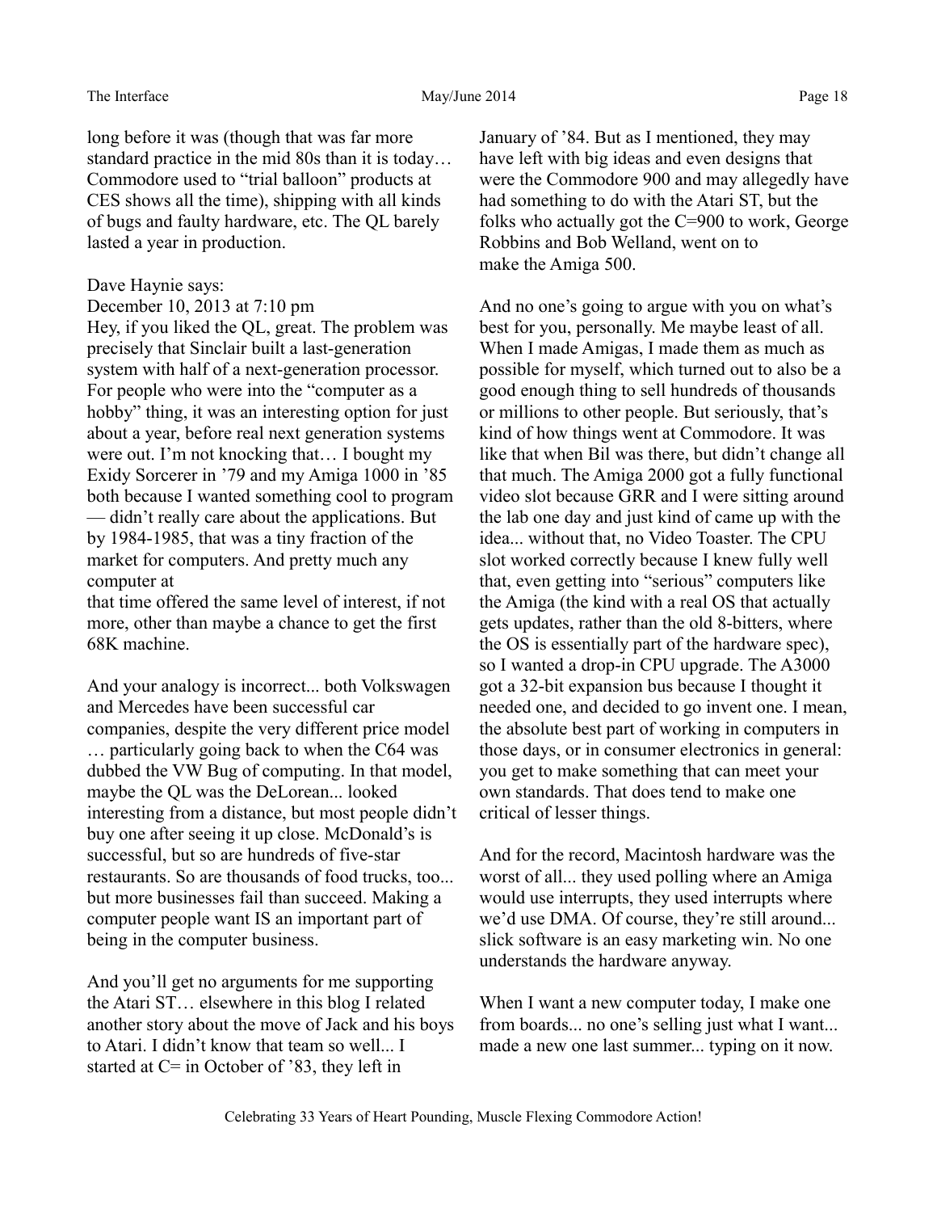long before it was (though that was far more standard practice in the mid 80s than it is today… Commodore used to "trial balloon" products at CES shows all the time), shipping with all kinds of bugs and faulty hardware, etc. The QL barely lasted a year in production.

Dave Haynie says:
December 10, 2013 at 7:10 pm
Hey, if you liked the QL, great. The problem was precisely that Sinclair built a last-generation system with half of a next-generation processor. For people who were into the "computer as a hobby" thing, it was an interesting option for just about a year, before real next generation systems were out. I'm not knocking that… I bought my Exidy Sorcerer in '79 and my Amiga 1000 in '85 both because I wanted something cool to program — didn't really care about the applications. But by 1984-1985, that was a tiny fraction of the market for computers. And pretty much any computer at
that time offered the same level of interest, if not more, other than maybe a chance to get the first 68K machine.

And your analogy is incorrect... both Volkswagen and Mercedes have been successful car companies, despite the very different price model … particularly going back to when the C64 was dubbed the VW Bug of computing. In that model, maybe the QL was the DeLorean... looked interesting from a distance, but most people didn't buy one after seeing it up close. McDonald's is successful, but so are hundreds of five-star restaurants. So are thousands of food trucks, too... but more businesses fail than succeed. Making a computer people want IS an important part of being in the computer business.

And you'll get no arguments for me supporting the Atari ST… elsewhere in this blog I related another story about the move of Jack and his boys to Atari. I didn't know that team so well... I started at C= in October of '83, they left in January of '84. But as I mentioned, they may have left with big ideas and even designs that were the Commodore 900 and may allegedly have had something to do with the Atari ST, but the folks who actually got the C=900 to work, George Robbins and Bob Welland, went on to make the Amiga 500.

And no one's going to argue with you on what's best for you, personally. Me maybe least of all. When I made Amigas, I made them as much as possible for myself, which turned out to also be a good enough thing to sell hundreds of thousands or millions to other people. But seriously, that's kind of how things went at Commodore. It was like that when Bil was there, but didn't change all that much. The Amiga 2000 got a fully functional video slot because GRR and I were sitting around the lab one day and just kind of came up with the idea... without that, no Video Toaster. The CPU slot worked correctly because I knew fully well that, even getting into "serious" computers like the Amiga (the kind with a real OS that actually gets updates, rather than the old 8-bitters, where the OS is essentially part of the hardware spec), so I wanted a drop-in CPU upgrade. The A3000 got a 32-bit expansion bus because I thought it needed one, and decided to go invent one. I mean, the absolute best part of working in computers in those days, or in consumer electronics in general: you get to make something that can meet your own standards. That does tend to make one critical of lesser things.

And for the record, Macintosh hardware was the worst of all... they used polling where an Amiga would use interrupts, they used interrupts where we'd use DMA. Of course, they're still around... slick software is an easy marketing win. No one understands the hardware anyway.

When I want a new computer today, I make one from boards... no one's selling just what I want... made a new one last summer... typing on it now.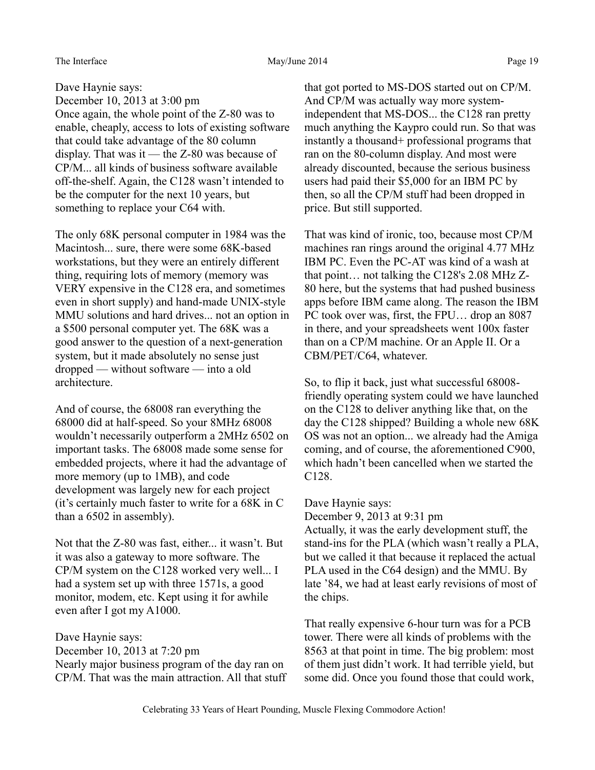Dave Haynie says:
December 10, 2013 at 3:00 pm
Once again, the whole point of the Z-80 was to enable, cheaply, access to lots of existing software that could take advantage of the 80 column display. That was it — the Z-80 was because of CP/M... all kinds of business software available off-the-shelf. Again, the C128 wasn't intended to be the computer for the next 10 years, but something to replace your C64 with.

The only 68K personal computer in 1984 was the Macintosh... sure, there were some 68K-based workstations, but they were an entirely different thing, requiring lots of memory (memory was VERY expensive in the C128 era, and sometimes even in short supply) and hand-made UNIX-style MMU solutions and hard drives... not an option in a $500 personal computer yet. The 68K was a good answer to the question of a next-generation system, but it made absolutely no sense just dropped — without software — into a old architecture.

And of course, the 68008 ran everything the 68000 did at half-speed. So your 8MHz 68008 wouldn't necessarily outperform a 2MHz 6502 on important tasks. The 68008 made some sense for embedded projects, where it had the advantage of more memory (up to 1MB), and code development was largely new for each project (it's certainly much faster to write for a 68K in C than a 6502 in assembly).

Not that the Z-80 was fast, either... it wasn't. But it was also a gateway to more software. The CP/M system on the C128 worked very well... I had a system set up with three 1571s, a good monitor, modem, etc. Kept using it for awhile even after I got my A1000.

Dave Haynie says:
December 10, 2013 at 7:20 pm
Nearly major business program of the day ran on CP/M. That was the main attraction. All that stuff that got ported to MS-DOS started out on CP/M. And CP/M was actually way more system-independent that MS-DOS... the C128 ran pretty much anything the Kaypro could run. So that was instantly a thousand+ professional programs that ran on the 80-column display. And most were already discounted, because the serious business users had paid their $5,000 for an IBM PC by then, so all the CP/M stuff had been dropped in price. But still supported.

That was kind of ironic, too, because most CP/M machines ran rings around the original 4.77 MHz IBM PC. Even the PC-AT was kind of a wash at that point… not talking the C128's 2.08 MHz Z-80 here, but the systems that had pushed business apps before IBM came along. The reason the IBM PC took over was, first, the FPU… drop an 8087 in there, and your spreadsheets went 100x faster than on a CP/M machine. Or an Apple II. Or a CBM/PET/C64, whatever.

So, to flip it back, just what successful 68008-friendly operating system could we have launched on the C128 to deliver anything like that, on the day the C128 shipped? Building a whole new 68K OS was not an option... we already had the Amiga coming, and of course, the aforementioned C900, which hadn't been cancelled when we started the C128.

Dave Haynie says:
December 9, 2013 at 9:31 pm
Actually, it was the early development stuff, the stand-ins for the PLA (which wasn't really a PLA, but we called it that because it replaced the actual PLA used in the C64 design) and the MMU. By late '84, we had at least early revisions of most of the chips.

That really expensive 6-hour turn was for a PCB tower. There were all kinds of problems with the 8563 at that point in time. The big problem: most of them just didn't work. It had terrible yield, but some did. Once you found those that could work,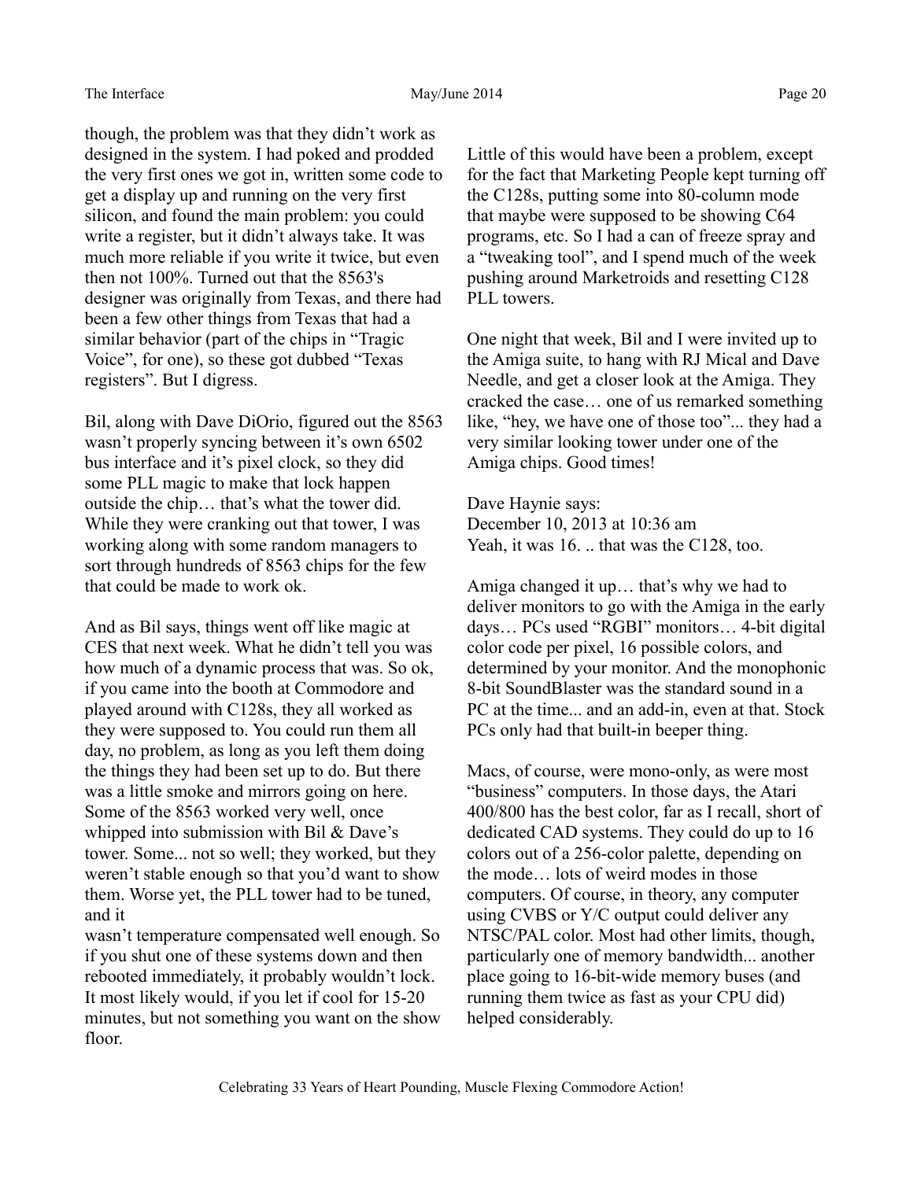though, the problem was that they didn't work as designed in the system. I had poked and prodded the very first ones we got in, written some code to get a display up and running on the very first silicon, and found the main problem: you could write a register, but it didn't always take. It was much more reliable if you write it twice, but even then not 100%. Turned out that the 8563's designer was originally from Texas, and there had been a few other things from Texas that had a similar behavior (part of the chips in "Tragic Voice", for one), so these got dubbed "Texas registers". But I digress.

Bil, along with Dave DiOrio, figured out the 8563 wasn't properly syncing between it's own 6502 bus interface and it's pixel clock, so they did some PLL magic to make that lock happen outside the chip… that's what the tower did. While they were cranking out that tower, I was working along with some random managers to sort through hundreds of 8563 chips for the few that could be made to work ok.

And as Bil says, things went off like magic at CES that next week. What he didn't tell you was how much of a dynamic process that was. So ok, if you came into the booth at Commodore and played around with C128s, they all worked as they were supposed to. You could run them all day, no problem, as long as you left them doing the things they had been set up to do. But there was a little smoke and mirrors going on here. Some of the 8563 worked very well, once whipped into submission with Bil & Dave's tower. Some... not so well; they worked, but they weren't stable enough so that you'd want to show them. Worse yet, the PLL tower had to be tuned, and it wasn't temperature compensated well enough. So if you shut one of these systems down and then rebooted immediately, it probably wouldn't lock. It most likely would, if you let if cool for 15-20 minutes, but not something you want on the show floor.

Little of this would have been a problem, except for the fact that Marketing People kept turning off the C128s, putting some into 80-column mode that maybe were supposed to be showing C64 programs, etc. So I had a can of freeze spray and a "tweaking tool", and I spend much of the week pushing around Marketroids and resetting C128 PLL towers.

One night that week, Bil and I were invited up to the Amiga suite, to hang with RJ Mical and Dave Needle, and get a closer look at the Amiga. They cracked the case… one of us remarked something like, "hey, we have one of those too"... they had a very similar looking tower under one of the Amiga chips. Good times!

Dave Haynie says:
December 10, 2013 at 10:36 am
Yeah, it was 16. .. that was the C128, too.

Amiga changed it up… that's why we had to deliver monitors to go with the Amiga in the early days… PCs used "RGBI" monitors… 4-bit digital color code per pixel, 16 possible colors, and determined by your monitor. And the monophonic 8-bit SoundBlaster was the standard sound in a PC at the time... and an add-in, even at that. Stock PCs only had that built-in beeper thing.

Macs, of course, were mono-only, as were most "business" computers. In those days, the Atari 400/800 has the best color, far as I recall, short of dedicated CAD systems. They could do up to 16 colors out of a 256-color palette, depending on the mode… lots of weird modes in those computers. Of course, in theory, any computer using CVBS or Y/C output could deliver any NTSC/PAL color. Most had other limits, though, particularly one of memory bandwidth... another place going to 16-bit-wide memory buses (and running them twice as fast as your CPU did) helped considerably.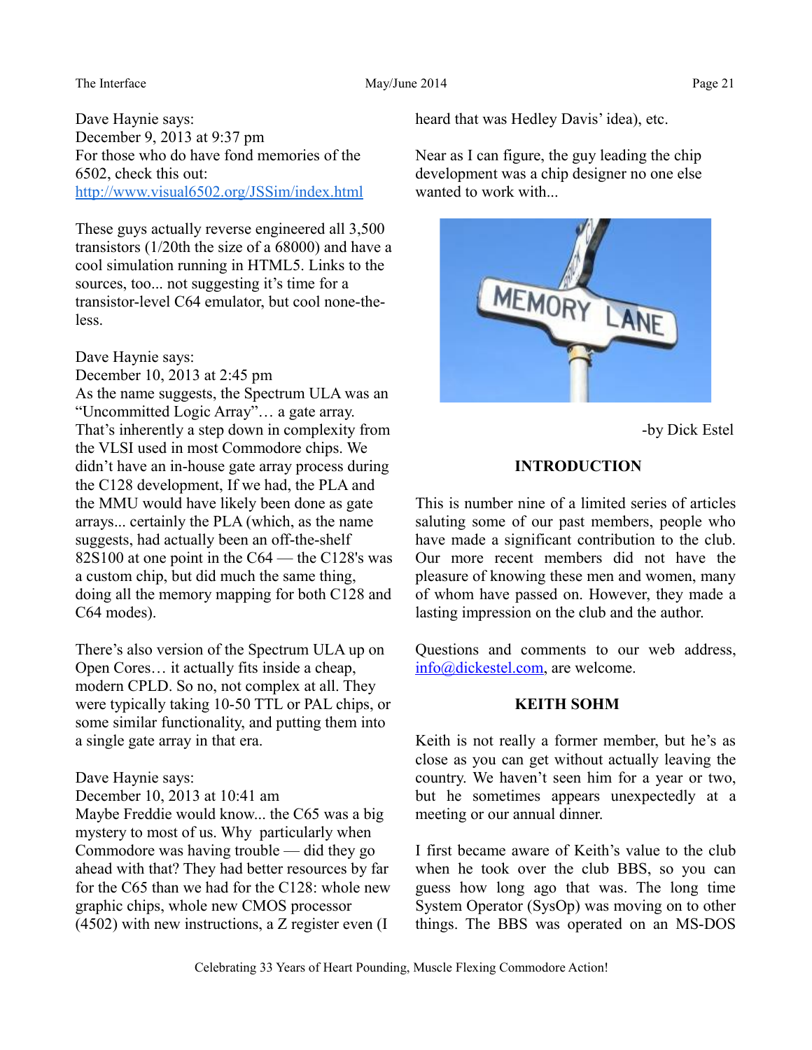Dave Haynie says:
December 9, 2013 at 9:37 pm
For those who do have fond memories of the 6502, check this out:
http://www.visual6502.org/JSSim/index.html

These guys actually reverse engineered all 3,500 transistors (1/20th the size of a 68000) and have a cool simulation running in HTML5. Links to the sources, too... not suggesting it's time for a transistor-level C64 emulator, but cool none-the-less.

Dave Haynie says:
December 10, 2013 at 2:45 pm
As the name suggests, the Spectrum ULA was an "Uncommitted Logic Array"… a gate array. That's inherently a step down in complexity from the VLSI used in most Commodore chips. We didn't have an in-house gate array process during the C128 development, If we had, the PLA and the MMU would have likely been done as gate arrays... certainly the PLA (which, as the name suggests, had actually been an off-the-shelf 82S100 at one point in the C64 — the C128's was a custom chip, but did much the same thing, doing all the memory mapping for both C128 and C64 modes).

There's also version of the Spectrum ULA up on Open Cores… it actually fits inside a cheap, modern CPLD. So no, not complex at all. They were typically taking 10-50 TTL or PAL chips, or some similar functionality, and putting them into a single gate array in that era.

Dave Haynie says:
December 10, 2013 at 10:41 am
Maybe Freddie would know... the C65 was a big mystery to most of us. Why particularly when Commodore was having trouble — did they go ahead with that? They had better resources by far for the C65 than we had for the C128: whole new graphic chips, whole new CMOS processor (4502) with new instructions, a Z register even (I heard that was Hedley Davis' idea), etc.

Near as I can figure, the guy leading the chip development was a chip designer no one else wanted to work with...

-by Dick Estel

## INTRODUCTION

This is number nine of a limited series of articles saluting some of our past members, people who have made a significant contribution to the club. Our more recent members did not have the pleasure of knowing these men and women, many of whom have passed on. However, they made a lasting impression on the club and the author.

Questions and comments to our web address, info@dickestel.com, are welcome.

## KEITH SOHM

Keith is not really a former member, but he's as close as you can get without actually leaving the country. We haven't seen him for a year or two, but he sometimes appears unexpectedly at a meeting or our annual dinner.

I first became aware of Keith's value to the club when he took over the club BBS, so you can guess how long ago that was. The long time System Operator (SysOp) was moving on to other things. The BBS was operated on an MS-DOS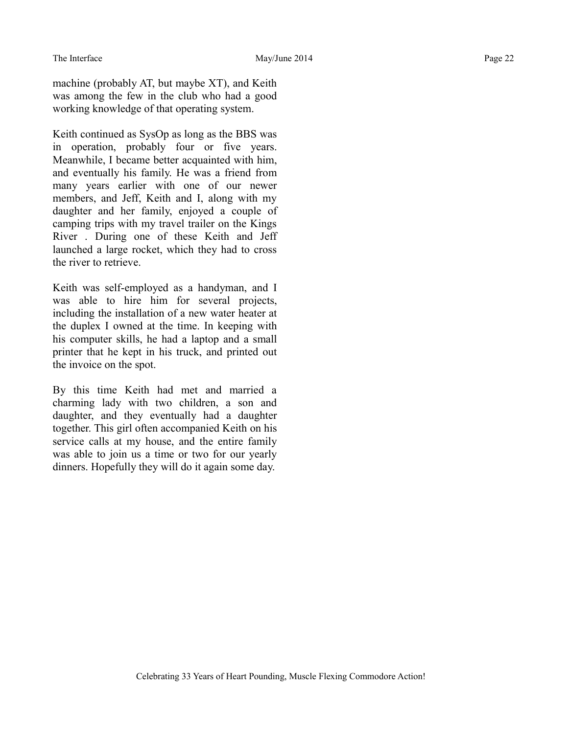machine (probably AT, but maybe XT), and Keith was among the few in the club who had a good working knowledge of that operating system.

Keith continued as SysOp as long as the BBS was in operation, probably four or five years. Meanwhile, I became better acquainted with him, and eventually his family. He was a friend from many years earlier with one of our newer members, and Jeff, Keith and I, along with my daughter and her family, enjoyed a couple of camping trips with my travel trailer on the Kings River . During one of these Keith and Jeff launched a large rocket, which they had to cross the river to retrieve.

Keith was self-employed as a handyman, and I was able to hire him for several projects, including the installation of a new water heater at the duplex I owned at the time. In keeping with his computer skills, he had a laptop and a small printer that he kept in his truck, and printed out the invoice on the spot.

By this time Keith had met and married a charming lady with two children, a son and daughter, and they eventually had a daughter together. This girl often accompanied Keith on his service calls at my house, and the entire family was able to join us a time or two for our yearly dinners. Hopefully they will do it again some day.